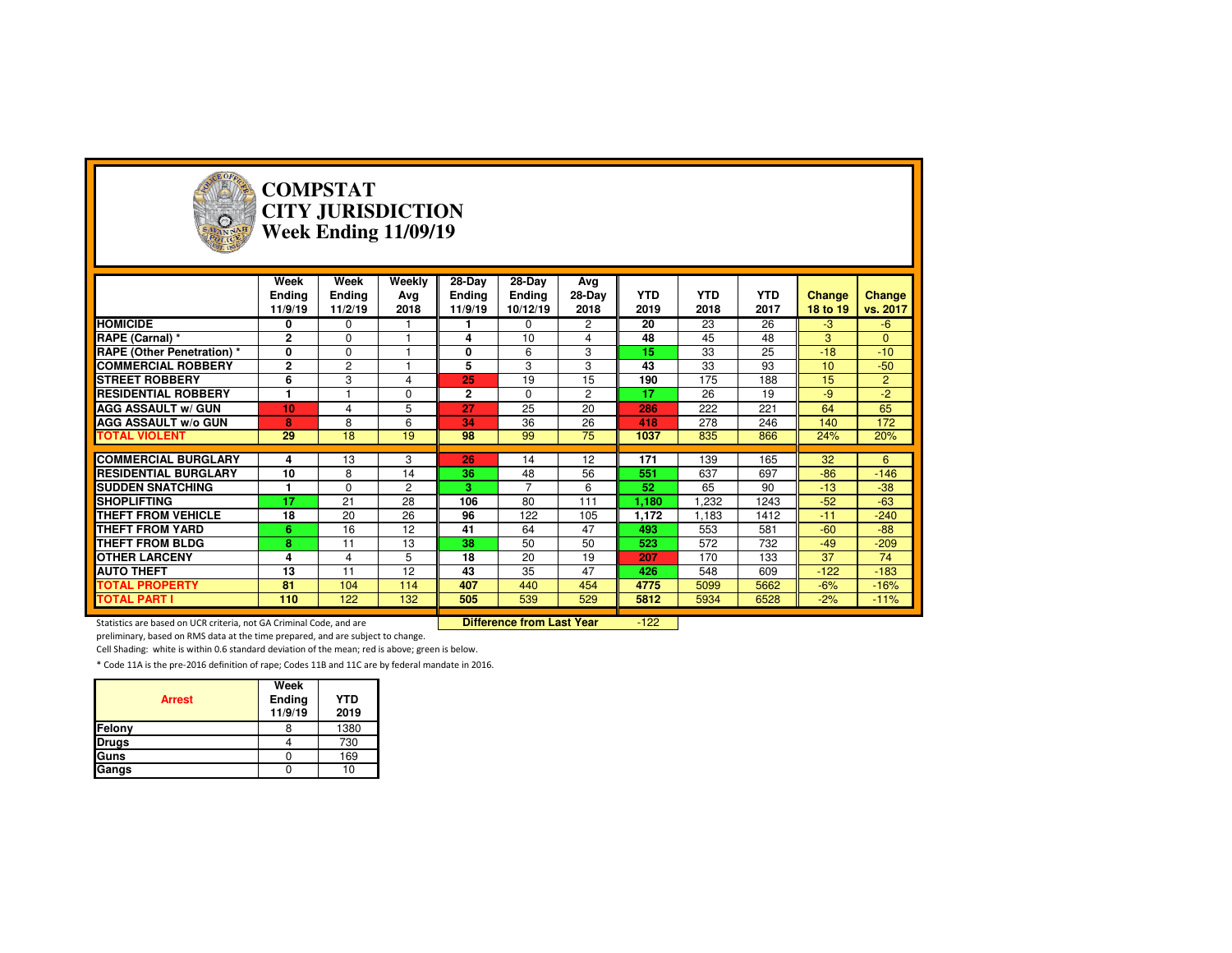# COMPSTAT
# CITY JURISDICTION
# Week Ending 11/09/19

| | Week Ending 11/9/19 | Week Ending 11/2/19 | Weekly Avg 2018 | 28-Day Ending 11/9/19 | 28-Day Ending 10/12/19 | Avg 28-Day 2018 | YTD 2019 | YTD 2018 | YTD 2017 | Change 18 to 19 | Change vs. 2017 |
|---|---|---|---|---|---|---|---|---|---|---|---|
| **HOMICIDE** | 0 | 0 | 1 | 1 | 0 | 2 | 20 | 23 | 26 | -3 | -6 |
| **RAPE (Carnal) *** | 2 | 0 | 1 | 4 | 10 | 4 | 48 | 45 | 48 | 3 | 0 |
| **RAPE (Other Penetration) *** | 0 | 0 | 1 | 0 | 6 | 3 | 15 | 33 | 25 | -18 | -10 |
| **COMMERCIAL ROBBERY** | 2 | 2 | 1 | 5 | 3 | 3 | 43 | 33 | 93 | 10 | -50 |
| **STREET ROBBERY** | 6 | 3 | 4 | 25 | 19 | 15 | 190 | 175 | 188 | 15 | 2 |
| **RESIDENTIAL ROBBERY** | 1 | 1 | 0 | 2 | 0 | 2 | 17 | 26 | 19 | -9 | -2 |
| **AGG ASSAULT w/ GUN** | 10 | 4 | 5 | 27 | 25 | 20 | 286 | 222 | 221 | 64 | 65 |
| **AGG ASSAULT w/o GUN** | 8 | 8 | 6 | 34 | 36 | 26 | 418 | 278 | 246 | 140 | 172 |
| **TOTAL VIOLENT** | 29 | 18 | 19 | 98 | 99 | 75 | 1037 | 835 | 866 | 24% | 20% |
| **COMMERCIAL BURGLARY** | 4 | 13 | 3 | 26 | 14 | 12 | 171 | 139 | 165 | 32 | 6 |
| **RESIDENTIAL BURGLARY** | 10 | 8 | 14 | 36 | 48 | 56 | 551 | 637 | 697 | -86 | -146 |
| **SUDDEN SNATCHING** | 1 | 0 | 2 | 3 | 7 | 6 | 52 | 65 | 90 | -13 | -38 |
| **SHOPLIFTING** | 17 | 21 | 28 | 106 | 80 | 111 | 1,180 | 1,232 | 1243 | -52 | -63 |
| **THEFT FROM VEHICLE** | 18 | 20 | 26 | 96 | 122 | 105 | 1,172 | 1,183 | 1412 | -11 | -240 |
| **THEFT FROM YARD** | 6 | 16 | 12 | 41 | 64 | 47 | 493 | 553 | 581 | -60 | -88 |
| **THEFT FROM BLDG** | 8 | 11 | 13 | 38 | 50 | 50 | 523 | 572 | 732 | -49 | -209 |
| **OTHER LARCENY** | 4 | 4 | 5 | 18 | 20 | 19 | 207 | 170 | 133 | 37 | 74 |
| **AUTO THEFT** | 13 | 11 | 12 | 43 | 35 | 47 | 426 | 548 | 609 | -122 | -183 |
| **TOTAL PROPERTY** | 81 | 104 | 114 | 407 | 440 | 454 | 4775 | 5099 | 5662 | -6% | -16% |
| **TOTAL PART I** | 110 | 122 | 132 | 505 | 539 | 529 | 5812 | 5934 | 6528 | -2% | -11% |

**Difference from Last Year**: -122

Statistics are based on UCR criteria, not GA Criminal Code, and are preliminary, based on RMS data at the time prepared, and are subject to change.

Cell Shading: white is within 0.6 standard deviation of the mean; red is above; green is below.

* Code 11A is the pre-2016 definition of rape; Codes 11B and 11C are by federal mandate in 2016.

| Arrest | Week Ending 11/9/19 | YTD 2019 |
|---|---|---|
| **Felony** | 8 | 1380 |
| **Drugs** | 4 | 730 |
| **Guns** | 0 | 169 |
| **Gangs** | 0 | 10 |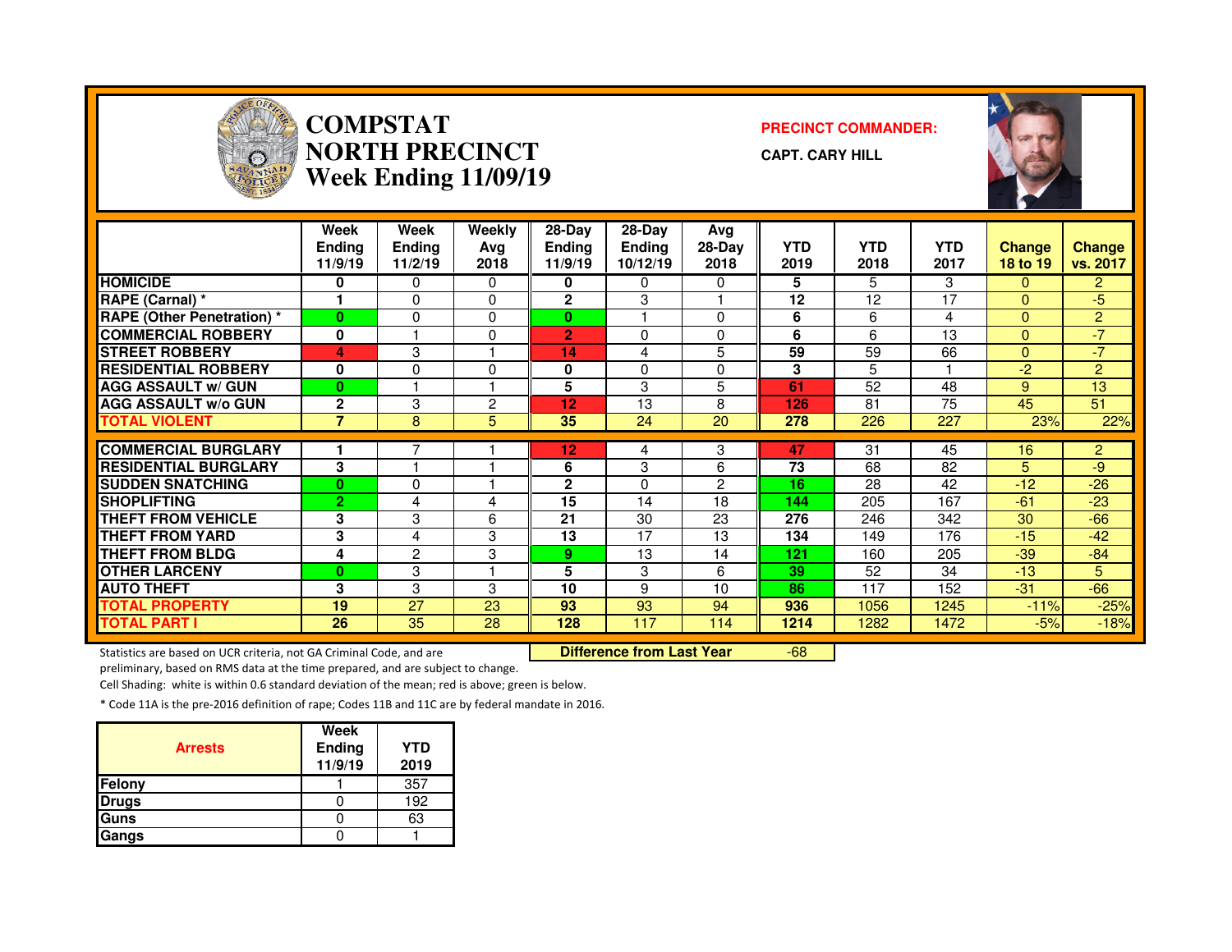# COMPSTAT NORTH PRECINCT Week Ending 11/09/19

**PRECINCT COMMANDER:**

**CAPT. CARY HILL**

| | Week Ending 11/9/19 | Week Ending 11/2/19 | Weekly Avg 2018 | 28-Day Ending 11/9/19 | 28-Day Ending 10/12/19 | Avg 28-Day 2018 | YTD 2019 | YTD 2018 | YTD 2017 | Change 18 to 19 | Change vs. 2017 |
|---|---|---|---|---|---|---|---|---|---|---|---|
| HOMICIDE | 0 | 0 | 0 | 0 | 0 | 0 | 5 | 5 | 3 | 0 | 2 |
| RAPE (Carnal) * | 1 | 0 | 0 | 2 | 3 | 1 | 12 | 12 | 17 | 0 | -5 |
| RAPE (Other Penetration) * | 0 | 0 | 0 | 0 | 1 | 0 | 6 | 6 | 4 | 0 | 2 |
| COMMERCIAL ROBBERY | 0 | 1 | 0 | 2 | 0 | 0 | 6 | 6 | 13 | 0 | -7 |
| STREET ROBBERY | 4 | 3 | 1 | 14 | 4 | 5 | 59 | 59 | 66 | 0 | -7 |
| RESIDENTIAL ROBBERY | 0 | 0 | 0 | 0 | 0 | 0 | 3 | 5 | 1 | -2 | 2 |
| AGG ASSAULT w/ GUN | 0 | 1 | 1 | 5 | 3 | 5 | 61 | 52 | 48 | 9 | 13 |
| AGG ASSAULT w/o GUN | 2 | 3 | 2 | 12 | 13 | 8 | 126 | 81 | 75 | 45 | 51 |
| TOTAL VIOLENT | 7 | 8 | 5 | 35 | 24 | 20 | 278 | 226 | 227 | 23% | 22% |
| COMMERCIAL BURGLARY | 1 | 7 | 1 | 12 | 4 | 3 | 47 | 31 | 45 | 16 | 2 |
| RESIDENTIAL BURGLARY | 3 | 1 | 1 | 6 | 3 | 6 | 73 | 68 | 82 | 5 | -9 |
| SUDDEN SNATCHING | 0 | 0 | 1 | 2 | 0 | 2 | 16 | 28 | 42 | -12 | -26 |
| SHOPLIFTING | 2 | 4 | 4 | 15 | 14 | 18 | 144 | 205 | 167 | -61 | -23 |
| THEFT FROM VEHICLE | 3 | 3 | 6 | 21 | 30 | 23 | 276 | 246 | 342 | 30 | -66 |
| THEFT FROM YARD | 3 | 4 | 3 | 13 | 17 | 13 | 134 | 149 | 176 | -15 | -42 |
| THEFT FROM BLDG | 4 | 2 | 3 | 9 | 13 | 14 | 121 | 160 | 205 | -39 | -84 |
| OTHER LARCENY | 0 | 3 | 1 | 5 | 3 | 6 | 39 | 52 | 34 | -13 | 5 |
| AUTO THEFT | 3 | 3 | 3 | 10 | 9 | 10 | 86 | 117 | 152 | -31 | -66 |
| TOTAL PROPERTY | 19 | 27 | 23 | 93 | 93 | 94 | 936 | 1056 | 1245 | -11% | -25% |
| TOTAL PART I | 26 | 35 | 28 | 128 | 117 | 114 | 1214 | 1282 | 1472 | -5% | -18% |

**Difference from Last Year** -68

Statistics are based on UCR criteria, not GA Criminal Code, and are preliminary, based on RMS data at the time prepared, and are subject to change.

Cell Shading: white is within 0.6 standard deviation of the mean; red is above; green is below.

* Code 11A is the pre-2016 definition of rape; Codes 11B and 11C are by federal mandate in 2016.

| Arrests | Week Ending 11/9/19 | YTD 2019 |
|---|---|---|
| Felony | 1 | 357 |
| Drugs | 0 | 192 |
| Guns | 0 | 63 |
| Gangs | 0 | 1 |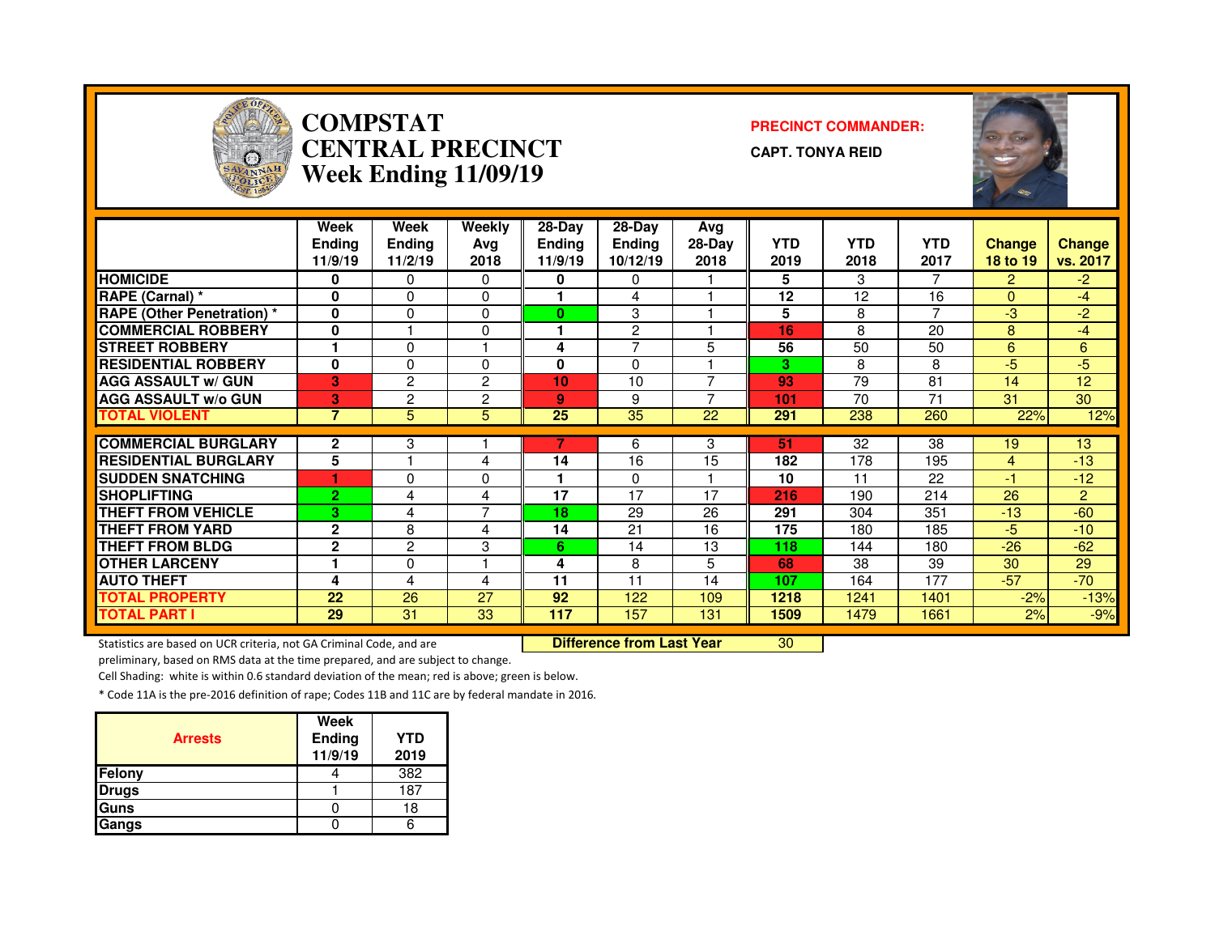# COMPSTAT
# CENTRAL PRECINCT
# Week Ending 11/09/19

**PRECINCT COMMANDER:**

**CAPT. TONYA REID**

| | Week Ending 11/9/19 | Week Ending 11/2/19 | Weekly Avg 2018 | 28-Day Ending 11/9/19 | 28-Day Ending 10/12/19 | Avg 28-Day 2018 | YTD 2019 | YTD 2018 | YTD 2017 | Change 18 to 19 | Change vs. 2017 |
|---|---|---|---|---|---|---|---|---|---|---|---|
| HOMICIDE | 0 | 0 | 0 | 0 | 0 | 1 | 5 | 3 | 7 | 2 | -2 |
| RAPE (Carnal) * | 0 | 0 | 0 | 1 | 4 | 1 | 12 | 12 | 16 | 0 | -4 |
| RAPE (Other Penetration) * | 0 | 0 | 0 | 0 | 3 | 1 | 5 | 8 | 7 | -3 | -2 |
| COMMERCIAL ROBBERY | 0 | 1 | 0 | 1 | 2 | 1 | 16 | 8 | 20 | 8 | -4 |
| STREET ROBBERY | 1 | 0 | 1 | 4 | 7 | 5 | 56 | 50 | 50 | 6 | 6 |
| RESIDENTIAL ROBBERY | 0 | 0 | 0 | 0 | 0 | 1 | 3 | 8 | 8 | -5 | -5 |
| AGG ASSAULT w/ GUN | 3 | 2 | 2 | 10 | 10 | 7 | 93 | 79 | 81 | 14 | 12 |
| AGG ASSAULT w/o GUN | 3 | 2 | 2 | 9 | 9 | 7 | 101 | 70 | 71 | 31 | 30 |
| TOTAL VIOLENT | 7 | 5 | 5 | 25 | 35 | 22 | 291 | 238 | 260 | 22% | 12% |
| COMMERCIAL BURGLARY | 2 | 3 | 1 | 7 | 6 | 3 | 51 | 32 | 38 | 19 | 13 |
| RESIDENTIAL BURGLARY | 5 | 1 | 4 | 14 | 16 | 15 | 182 | 178 | 195 | 4 | -13 |
| SUDDEN SNATCHING | 1 | 0 | 0 | 1 | 0 | 1 | 10 | 11 | 22 | -1 | -12 |
| SHOPLIFTING | 2 | 4 | 4 | 17 | 17 | 17 | 216 | 190 | 214 | 26 | 2 |
| THEFT FROM VEHICLE | 3 | 4 | 7 | 18 | 29 | 26 | 291 | 304 | 351 | -13 | -60 |
| THEFT FROM YARD | 2 | 8 | 4 | 14 | 21 | 16 | 175 | 180 | 185 | -5 | -10 |
| THEFT FROM BLDG | 2 | 2 | 3 | 6 | 14 | 13 | 118 | 144 | 180 | -26 | -62 |
| OTHER LARCENY | 1 | 0 | 1 | 4 | 8 | 5 | 68 | 38 | 39 | 30 | 29 |
| AUTO THEFT | 4 | 4 | 4 | 11 | 11 | 14 | 107 | 164 | 177 | -57 | -70 |
| TOTAL PROPERTY | 22 | 26 | 27 | 92 | 122 | 109 | 1218 | 1241 | 1401 | -2% | -13% |
| TOTAL PART I | 29 | 31 | 33 | 117 | 157 | 131 | 1509 | 1479 | 1661 | 2% | -9% |

**Difference from Last Year** 30

Statistics are based on UCR criteria, not GA Criminal Code, and are preliminary, based on RMS data at the time prepared, and are subject to change.

Cell Shading: white is within 0.6 standard deviation of the mean; red is above; green is below.

* Code 11A is the pre-2016 definition of rape; Codes 11B and 11C are by federal mandate in 2016.

| Arrests | Week Ending 11/9/19 | YTD 2019 |
|---|---|---|
| Felony | 4 | 382 |
| Drugs | 1 | 187 |
| Guns | 0 | 18 |
| Gangs | 0 | 6 |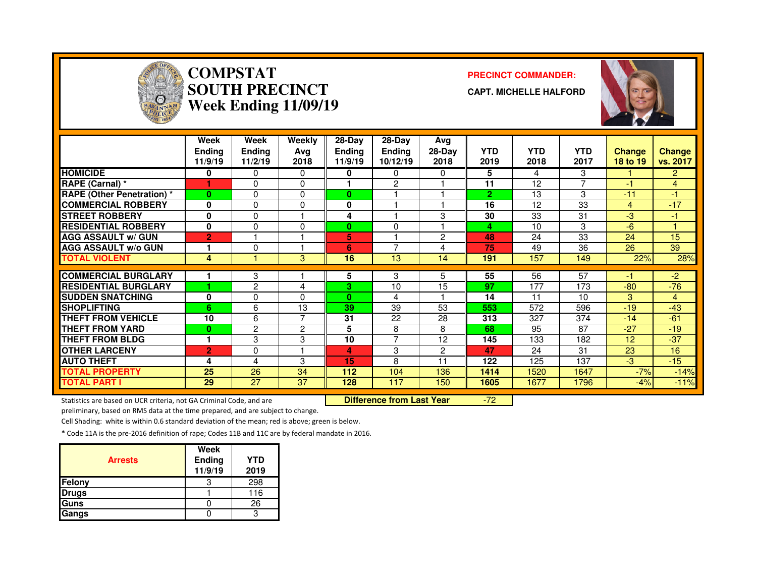# COMPSTAT SOUTH PRECINCT Week Ending 11/09/19

**PRECINCT COMMANDER:**

**CAPT. MICHELLE HALFORD**

| | Week Ending 11/9/19 | Week Ending 11/2/19 | Weekly Avg 2018 | 28-Day Ending 11/9/19 | 28-Day Ending 10/12/19 | Avg 28-Day 2018 | YTD 2019 | YTD 2018 | YTD 2017 | Change 18 to 19 | Change vs. 2017 |
|---|---|---|---|---|---|---|---|---|---|---|---|
| HOMICIDE | 0 | 0 | 0 | 0 | 0 | 0 | 5 | 4 | 3 | 1 | 2 |
| RAPE (Carnal) * | 1 | 0 | 0 | 1 | 2 | 1 | 11 | 12 | 7 | -1 | 4 |
| RAPE (Other Penetration) * | 0 | 0 | 0 | 0 | 1 | 1 | 2 | 13 | 3 | -11 | -1 |
| COMMERCIAL ROBBERY | 0 | 0 | 0 | 0 | 1 | 1 | 16 | 12 | 33 | 4 | -17 |
| STREET ROBBERY | 0 | 0 | 1 | 4 | 1 | 3 | 30 | 33 | 31 | -3 | -1 |
| RESIDENTIAL ROBBERY | 0 | 0 | 0 | 0 | 0 | 1 | 4 | 10 | 3 | -6 | 1 |
| AGG ASSAULT w/ GUN | 2 | 1 | 1 | 5 | 1 | 2 | 48 | 24 | 33 | 24 | 15 |
| AGG ASSAULT w/o GUN | 1 | 0 | 1 | 6 | 7 | 4 | 75 | 49 | 36 | 26 | 39 |
| TOTAL VIOLENT | 4 | 1 | 3 | 16 | 13 | 14 | 191 | 157 | 149 | 22% | 28% |
| COMMERCIAL BURGLARY | 1 | 3 | 1 | 5 | 3 | 5 | 55 | 56 | 57 | -1 | -2 |
| RESIDENTIAL BURGLARY | 1 | 2 | 4 | 3 | 10 | 15 | 97 | 177 | 173 | -80 | -76 |
| SUDDEN SNATCHING | 0 | 0 | 0 | 0 | 4 | 1 | 14 | 11 | 10 | 3 | 4 |
| SHOPLIFTING | 6 | 6 | 13 | 39 | 39 | 53 | 553 | 572 | 596 | -19 | -43 |
| THEFT FROM VEHICLE | 10 | 6 | 7 | 31 | 22 | 28 | 313 | 327 | 374 | -14 | -61 |
| THEFT FROM YARD | 0 | 2 | 2 | 5 | 8 | 8 | 68 | 95 | 87 | -27 | -19 |
| THEFT FROM BLDG | 1 | 3 | 3 | 10 | 7 | 12 | 145 | 133 | 182 | 12 | -37 |
| OTHER LARCENY | 2 | 0 | 1 | 4 | 3 | 2 | 47 | 24 | 31 | 23 | 16 |
| AUTO THEFT | 4 | 4 | 3 | 15 | 8 | 11 | 122 | 125 | 137 | -3 | -15 |
| TOTAL PROPERTY | 25 | 26 | 34 | 112 | 104 | 136 | 1414 | 1520 | 1647 | -7% | -14% |
| TOTAL PART I | 29 | 27 | 37 | 128 | 117 | 150 | 1605 | 1677 | 1796 | -4% | -11% |

Statistics are based on UCR criteria, not GA Criminal Code, and are preliminary, based on RMS data at the time prepared, and are subject to change.

**Difference from Last Year** -72

Cell Shading: white is within 0.6 standard deviation of the mean; red is above; green is below.

* Code 11A is the pre-2016 definition of rape; Codes 11B and 11C are by federal mandate in 2016.

| Arrests | Week Ending 11/9/19 | YTD 2019 |
|---|---|---|
| Felony | 3 | 298 |
| Drugs | 1 | 116 |
| Guns | 0 | 26 |
| Gangs | 0 | 3 |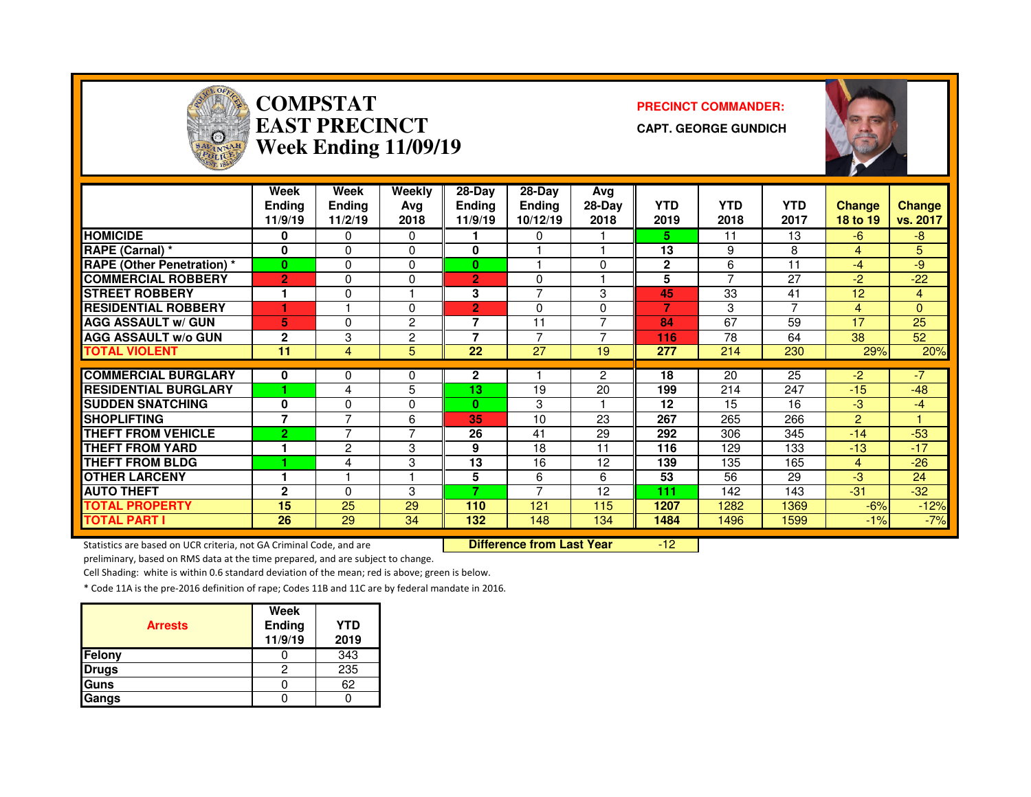# COMPSTAT
# EAST PRECINCT
# Week Ending 11/09/19

**PRECINCT COMMANDER:**

**CAPT. GEORGE GUNDICH**

| | Week Ending 11/9/19 | Week Ending 11/2/19 | Weekly Avg 2018 | 28-Day Ending 11/9/19 | 28-Day Ending 10/12/19 | Avg 28-Day 2018 | YTD 2019 | YTD 2018 | YTD 2017 | Change 18 to 19 | Change vs. 2017 |
|---|---|---|---|---|---|---|---|---|---|---|---|
| **HOMICIDE** | 0 | 0 | 0 | 1 | 0 | 1 | 5 | 11 | 13 | -6 | -8 |
| **RAPE (Carnal) *** | 0 | 0 | 0 | 0 | 1 | 1 | 13 | 9 | 8 | 4 | 5 |
| **RAPE (Other Penetration) *** | 0 | 0 | 0 | 0 | 1 | 0 | 2 | 6 | 11 | -4 | -9 |
| **COMMERCIAL ROBBERY** | 2 | 0 | 0 | 2 | 0 | 1 | 5 | 7 | 27 | -2 | -22 |
| **STREET ROBBERY** | 1 | 0 | 1 | 3 | 7 | 3 | 45 | 33 | 41 | 12 | 4 |
| **RESIDENTIAL ROBBERY** | 1 | 1 | 0 | 2 | 0 | 0 | 7 | 3 | 7 | 4 | 0 |
| **AGG ASSAULT w/ GUN** | 5 | 0 | 2 | 7 | 11 | 7 | 84 | 67 | 59 | 17 | 25 |
| **AGG ASSAULT w/o GUN** | 2 | 3 | 2 | 7 | 7 | 7 | 116 | 78 | 64 | 38 | 52 |
| **TOTAL VIOLENT** | 11 | 4 | 5 | 22 | 27 | 19 | 277 | 214 | 230 | 29% | 20% |
| **COMMERCIAL BURGLARY** | 0 | 0 | 0 | 2 | 1 | 2 | 18 | 20 | 25 | -2 | -7 |
| **RESIDENTIAL BURGLARY** | 1 | 4 | 5 | 13 | 19 | 20 | 199 | 214 | 247 | -15 | -48 |
| **SUDDEN SNATCHING** | 0 | 0 | 0 | 0 | 3 | 1 | 12 | 15 | 16 | -3 | -4 |
| **SHOPLIFTING** | 7 | 7 | 6 | 35 | 10 | 23 | 267 | 265 | 266 | 2 | 1 |
| **THEFT FROM VEHICLE** | 2 | 7 | 7 | 26 | 41 | 29 | 292 | 306 | 345 | -14 | -53 |
| **THEFT FROM YARD** | 1 | 2 | 3 | 9 | 18 | 11 | 116 | 129 | 133 | -13 | -17 |
| **THEFT FROM BLDG** | 1 | 4 | 3 | 13 | 16 | 12 | 139 | 135 | 165 | 4 | -26 |
| **OTHER LARCENY** | 1 | 1 | 1 | 5 | 6 | 6 | 53 | 56 | 29 | -3 | 24 |
| **AUTO THEFT** | 2 | 0 | 3 | 7 | 7 | 12 | 111 | 142 | 143 | -31 | -32 |
| **TOTAL PROPERTY** | 15 | 25 | 29 | 110 | 121 | 115 | 1207 | 1282 | 1369 | -6% | -12% |
| **TOTAL PART I** | 26 | 29 | 34 | 132 | 148 | 134 | 1484 | 1496 | 1599 | -1% | -7% |

Statistics are based on UCR criteria, not GA Criminal Code, and are preliminary, based on RMS data at the time prepared, and are subject to change.

**Difference from Last Year** -12

Cell Shading: white is within 0.6 standard deviation of the mean; red is above; green is below.

* Code 11A is the pre-2016 definition of rape; Codes 11B and 11C are by federal mandate in 2016.

| Arrests | Week Ending 11/9/19 | YTD 2019 |
|---|---|---|
| **Felony** | 0 | 343 |
| **Drugs** | 2 | 235 |
| **Guns** | 0 | 62 |
| **Gangs** | 0 | 0 |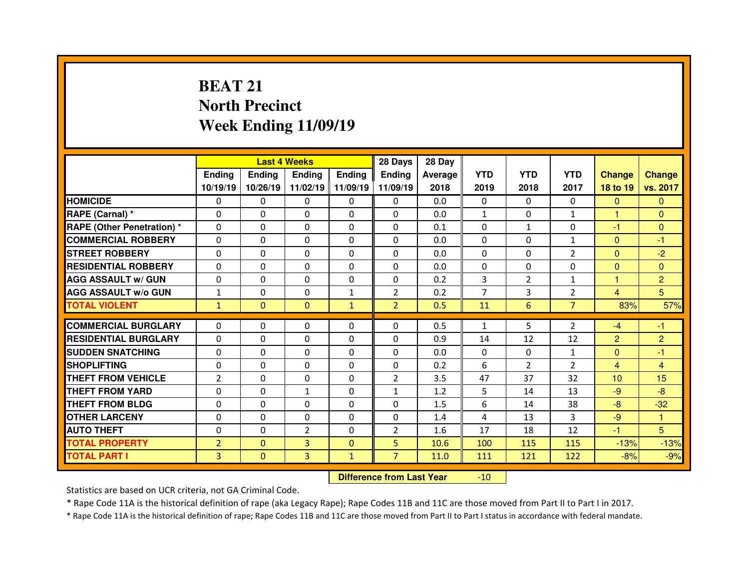# BEAT 21
# North Precinct
# Week Ending 11/09/19

| | Last 4 Weeks | | | | 28 Days | 28 Day | YTD | YTD | YTD | Change | Change |
|---|---|---|---|---|---|---|---|---|---|---|---|
| | Ending 10/19/19 | Ending 10/26/19 | Ending 11/02/19 | Ending 11/09/19 | Ending 11/09/19 | Average 2018 | 2019 | 2018 | 2017 | 18 to 19 | vs. 2017 |
| HOMICIDE | 0 | 0 | 0 | 0 | 0 | 0.0 | 0 | 0 | 0 | 0 | 0 |
| RAPE (Carnal) * | 0 | 0 | 0 | 0 | 0 | 0.0 | 1 | 0 | 1 | 1 | 0 |
| RAPE (Other Penetration) * | 0 | 0 | 0 | 0 | 0 | 0.1 | 0 | 1 | 0 | -1 | 0 |
| COMMERCIAL ROBBERY | 0 | 0 | 0 | 0 | 0 | 0.0 | 0 | 0 | 1 | 0 | -1 |
| STREET ROBBERY | 0 | 0 | 0 | 0 | 0 | 0.0 | 0 | 0 | 2 | 0 | -2 |
| RESIDENTIAL ROBBERY | 0 | 0 | 0 | 0 | 0 | 0.0 | 0 | 0 | 0 | 0 | 0 |
| AGG ASSAULT w/ GUN | 0 | 0 | 0 | 0 | 0 | 0.2 | 3 | 2 | 1 | 1 | 2 |
| AGG ASSAULT w/o GUN | 1 | 0 | 0 | 1 | 2 | 0.2 | 7 | 3 | 2 | 4 | 5 |
| TOTAL VIOLENT | 1 | 0 | 0 | 1 | 2 | 0.5 | 11 | 6 | 7 | 83% | 57% |
| COMMERCIAL BURGLARY | 0 | 0 | 0 | 0 | 0 | 0.5 | 1 | 5 | 2 | -4 | -1 |
| RESIDENTIAL BURGLARY | 0 | 0 | 0 | 0 | 0 | 0.9 | 14 | 12 | 12 | 2 | 2 |
| SUDDEN SNATCHING | 0 | 0 | 0 | 0 | 0 | 0.0 | 0 | 0 | 1 | 0 | -1 |
| SHOPLIFTING | 0 | 0 | 0 | 0 | 0 | 0.2 | 6 | 2 | 2 | 4 | 4 |
| THEFT FROM VEHICLE | 2 | 0 | 0 | 0 | 2 | 3.5 | 47 | 37 | 32 | 10 | 15 |
| THEFT FROM YARD | 0 | 0 | 1 | 0 | 1 | 1.2 | 5 | 14 | 13 | -9 | -8 |
| THEFT FROM BLDG | 0 | 0 | 0 | 0 | 0 | 1.5 | 6 | 14 | 38 | -8 | -32 |
| OTHER LARCENY | 0 | 0 | 0 | 0 | 0 | 1.4 | 4 | 13 | 3 | -9 | 1 |
| AUTO THEFT | 0 | 0 | 2 | 0 | 2 | 1.6 | 17 | 18 | 12 | -1 | 5 |
| TOTAL PROPERTY | 2 | 0 | 3 | 0 | 5 | 10.6 | 100 | 115 | 115 | -13% | -13% |
| TOTAL PART I | 3 | 0 | 3 | 1 | 7 | 11.0 | 111 | 121 | 122 | -8% | -9% |

**Difference from Last Year** -10

Statistics are based on UCR criteria, not GA Criminal Code.

* Rape Code 11A is the historical definition of rape (aka Legacy Rape); Rape Codes 11B and 11C are those moved from Part II to Part I in 2017.

* Rape Code 11A is the historical definition of rape; Rape Codes 11B and 11C are those moved from Part II to Part I status in accordance with federal mandate.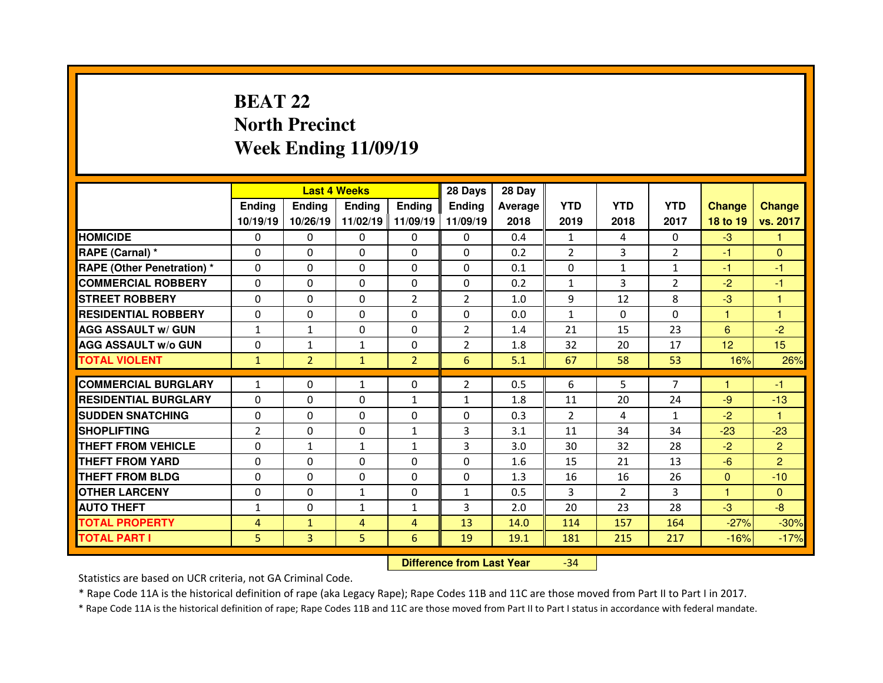# BEAT 22
# North Precinct
# Week Ending 11/09/19

| | Last 4 Weeks | | | | 28 Days | 28 Day | | | | | |
|---|---|---|---|---|---|---|---|---|---|---|---|
| | Ending 10/19/19 | Ending 10/26/19 | Ending 11/02/19 | Ending 11/09/19 | Ending 11/09/19 | Average 2018 | YTD 2019 | YTD 2018 | YTD 2017 | Change 18 to 19 | Change vs. 2017 |
| HOMICIDE | 0 | 0 | 0 | 0 | 0 | 0.4 | 1 | 4 | 0 | -3 | 1 |
| RAPE (Carnal) * | 0 | 0 | 0 | 0 | 0 | 0.2 | 2 | 3 | 2 | -1 | 0 |
| RAPE (Other Penetration) * | 0 | 0 | 0 | 0 | 0 | 0.1 | 0 | 1 | 1 | -1 | -1 |
| COMMERCIAL ROBBERY | 0 | 0 | 0 | 0 | 0 | 0.2 | 1 | 3 | 2 | -2 | -1 |
| STREET ROBBERY | 0 | 0 | 0 | 2 | 2 | 1.0 | 9 | 12 | 8 | -3 | 1 |
| RESIDENTIAL ROBBERY | 0 | 0 | 0 | 0 | 0 | 0.0 | 1 | 0 | 0 | 1 | 1 |
| AGG ASSAULT w/ GUN | 1 | 1 | 0 | 0 | 2 | 1.4 | 21 | 15 | 23 | 6 | -2 |
| AGG ASSAULT w/o GUN | 0 | 1 | 1 | 0 | 2 | 1.8 | 32 | 20 | 17 | 12 | 15 |
| TOTAL VIOLENT | 1 | 2 | 1 | 2 | 6 | 5.1 | 67 | 58 | 53 | 16% | 26% |
| COMMERCIAL BURGLARY | 1 | 0 | 1 | 0 | 2 | 0.5 | 6 | 5 | 7 | 1 | -1 |
| RESIDENTIAL BURGLARY | 0 | 0 | 0 | 1 | 1 | 1.8 | 11 | 20 | 24 | -9 | -13 |
| SUDDEN SNATCHING | 0 | 0 | 0 | 0 | 0 | 0.3 | 2 | 4 | 1 | -2 | 1 |
| SHOPLIFTING | 2 | 0 | 0 | 1 | 3 | 3.1 | 11 | 34 | 34 | -23 | -23 |
| THEFT FROM VEHICLE | 0 | 1 | 1 | 1 | 3 | 3.0 | 30 | 32 | 28 | -2 | 2 |
| THEFT FROM YARD | 0 | 0 | 0 | 0 | 0 | 1.6 | 15 | 21 | 13 | -6 | 2 |
| THEFT FROM BLDG | 0 | 0 | 0 | 0 | 0 | 1.3 | 16 | 16 | 26 | 0 | -10 |
| OTHER LARCENY | 0 | 0 | 1 | 0 | 1 | 0.5 | 3 | 2 | 3 | 1 | 0 |
| AUTO THEFT | 1 | 0 | 1 | 1 | 3 | 2.0 | 20 | 23 | 28 | -3 | -8 |
| TOTAL PROPERTY | 4 | 1 | 4 | 4 | 13 | 14.0 | 114 | 157 | 164 | -27% | -30% |
| TOTAL PART I | 5 | 3 | 5 | 6 | 19 | 19.1 | 181 | 215 | 217 | -16% | -17% |

**Difference from Last Year** -34

Statistics are based on UCR criteria, not GA Criminal Code.

* Rape Code 11A is the historical definition of rape (aka Legacy Rape); Rape Codes 11B and 11C are those moved from Part II to Part I in 2017.

* Rape Code 11A is the historical definition of rape; Rape Codes 11B and 11C are those moved from Part II to Part I status in accordance with federal mandate.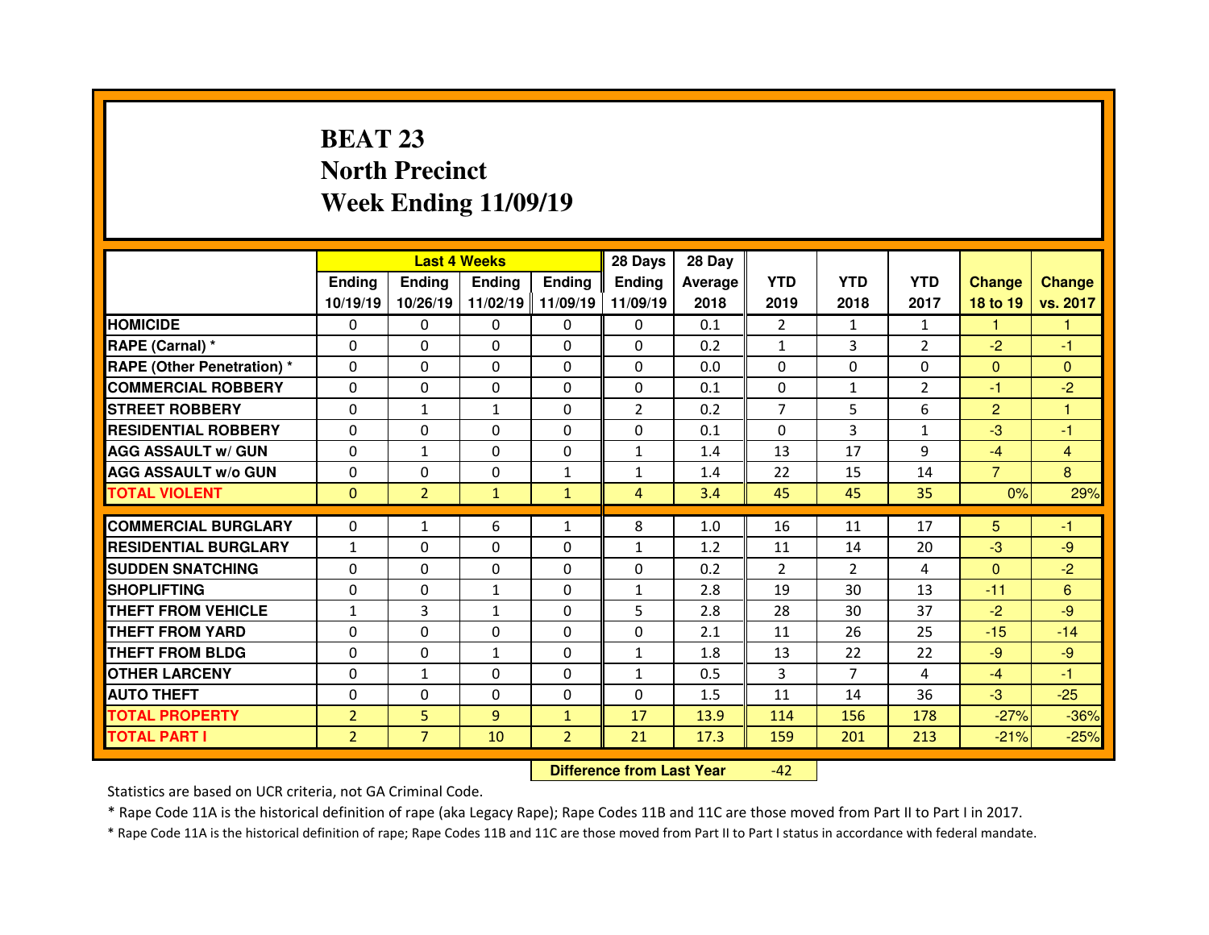# BEAT 23
## North Precinct
### Week Ending 11/09/19

| | Last 4 Weeks | | | | 28 Days | 28 Day | | | | | |
|---|---|---|---|---|---|---|---|---|---|---|---|
| | Ending 10/19/19 | Ending 10/26/19 | Ending 11/02/19 | Ending 11/09/19 | Ending 11/09/19 | Average 2018 | YTD 2019 | YTD 2018 | YTD 2017 | Change 18 to 19 | Change vs. 2017 |
| HOMICIDE | 0 | 0 | 0 | 0 | 0 | 0.1 | 2 | 1 | 1 | 1 | 1 |
| RAPE (Carnal) * | 0 | 0 | 0 | 0 | 0 | 0.2 | 1 | 3 | 2 | -2 | -1 |
| RAPE (Other Penetration) * | 0 | 0 | 0 | 0 | 0 | 0.0 | 0 | 0 | 0 | 0 | 0 |
| COMMERCIAL ROBBERY | 0 | 0 | 0 | 0 | 0 | 0.1 | 0 | 1 | 2 | -1 | -2 |
| STREET ROBBERY | 0 | 1 | 1 | 0 | 2 | 0.2 | 7 | 5 | 6 | 2 | 1 |
| RESIDENTIAL ROBBERY | 0 | 0 | 0 | 0 | 0 | 0.1 | 0 | 3 | 1 | -3 | -1 |
| AGG ASSAULT w/ GUN | 0 | 1 | 0 | 0 | 1 | 1.4 | 13 | 17 | 9 | -4 | 4 |
| AGG ASSAULT w/o GUN | 0 | 0 | 0 | 1 | 1 | 1.4 | 22 | 15 | 14 | 7 | 8 |
| TOTAL VIOLENT | 0 | 2 | 1 | 1 | 4 | 3.4 | 45 | 45 | 35 | 0% | 29% |
| COMMERCIAL BURGLARY | 0 | 1 | 6 | 1 | 8 | 1.0 | 16 | 11 | 17 | 5 | -1 |
| RESIDENTIAL BURGLARY | 1 | 0 | 0 | 0 | 1 | 1.2 | 11 | 14 | 20 | -3 | -9 |
| SUDDEN SNATCHING | 0 | 0 | 0 | 0 | 0 | 0.2 | 2 | 2 | 4 | 0 | -2 |
| SHOPLIFTING | 0 | 0 | 1 | 0 | 1 | 2.8 | 19 | 30 | 13 | -11 | 6 |
| THEFT FROM VEHICLE | 1 | 3 | 1 | 0 | 5 | 2.8 | 28 | 30 | 37 | -2 | -9 |
| THEFT FROM YARD | 0 | 0 | 0 | 0 | 0 | 2.1 | 11 | 26 | 25 | -15 | -14 |
| THEFT FROM BLDG | 0 | 0 | 1 | 0 | 1 | 1.8 | 13 | 22 | 22 | -9 | -9 |
| OTHER LARCENY | 0 | 1 | 0 | 0 | 1 | 0.5 | 3 | 7 | 4 | -4 | -1 |
| AUTO THEFT | 0 | 0 | 0 | 0 | 0 | 1.5 | 11 | 14 | 36 | -3 | -25 |
| TOTAL PROPERTY | 2 | 5 | 9 | 1 | 17 | 13.9 | 114 | 156 | 178 | -27% | -36% |
| TOTAL PART I | 2 | 7 | 10 | 2 | 21 | 17.3 | 159 | 201 | 213 | -21% | -25% |

**Difference from Last Year** -42

Statistics are based on UCR criteria, not GA Criminal Code.

* Rape Code 11A is the historical definition of rape (aka Legacy Rape); Rape Codes 11B and 11C are those moved from Part II to Part I in 2017.

* Rape Code 11A is the historical definition of rape; Rape Codes 11B and 11C are those moved from Part II to Part I status in accordance with federal mandate.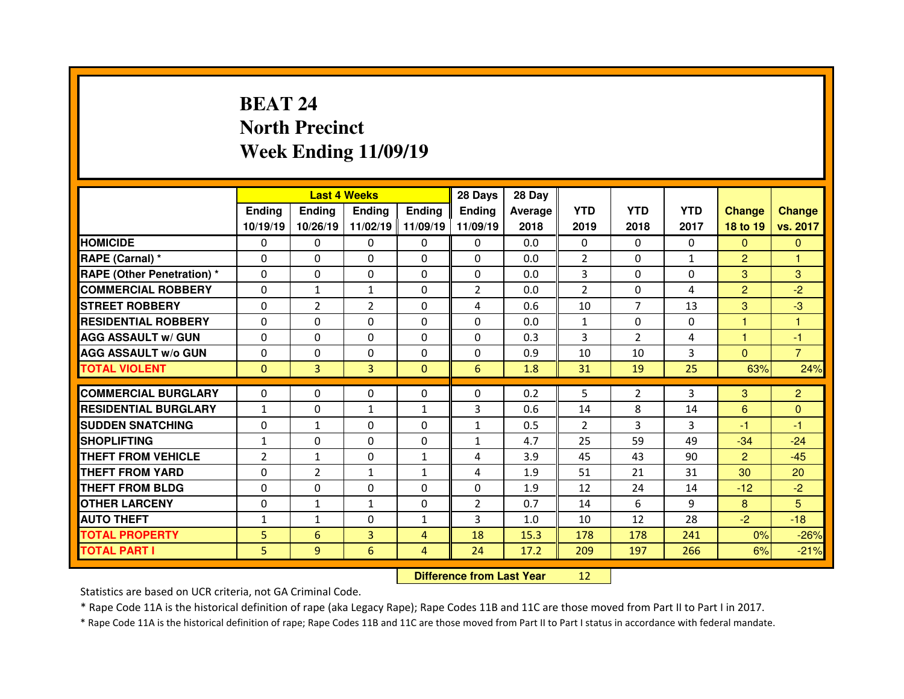# BEAT 24
# North Precinct
# Week Ending 11/09/19

| | Last 4 Weeks | | | | 28 Days | 28 Day | YTD | YTD | YTD | Change | Change |
|---|---|---|---|---|---|---|---|---|---|---|---|
| | Ending 10/19/19 | Ending 10/26/19 | Ending 11/02/19 | Ending 11/09/19 | Ending 11/09/19 | Average 2018 | 2019 | 2018 | 2017 | 18 to 19 | vs. 2017 |
| HOMICIDE | 0 | 0 | 0 | 0 | 0 | 0.0 | 0 | 0 | 0 | 0 | 0 |
| RAPE (Carnal) * | 0 | 0 | 0 | 0 | 0 | 0.0 | 2 | 0 | 1 | 2 | 1 |
| RAPE (Other Penetration) * | 0 | 0 | 0 | 0 | 0 | 0.0 | 3 | 0 | 0 | 3 | 3 |
| COMMERCIAL ROBBERY | 0 | 1 | 1 | 0 | 2 | 0.0 | 2 | 0 | 4 | 2 | -2 |
| STREET ROBBERY | 0 | 2 | 2 | 0 | 4 | 0.6 | 10 | 7 | 13 | 3 | -3 |
| RESIDENTIAL ROBBERY | 0 | 0 | 0 | 0 | 0 | 0.0 | 1 | 0 | 0 | 1 | 1 |
| AGG ASSAULT w/ GUN | 0 | 0 | 0 | 0 | 0 | 0.3 | 3 | 2 | 4 | 1 | -1 |
| AGG ASSAULT w/o GUN | 0 | 0 | 0 | 0 | 0 | 0.9 | 10 | 10 | 3 | 0 | 7 |
| TOTAL VIOLENT | 0 | 3 | 3 | 0 | 6 | 1.8 | 31 | 19 | 25 | 63% | 24% |
| COMMERCIAL BURGLARY | 0 | 0 | 0 | 0 | 0 | 0.2 | 5 | 2 | 3 | 3 | 2 |
| RESIDENTIAL BURGLARY | 1 | 0 | 1 | 1 | 3 | 0.6 | 14 | 8 | 14 | 6 | 0 |
| SUDDEN SNATCHING | 0 | 1 | 0 | 0 | 1 | 0.5 | 2 | 3 | 3 | -1 | -1 |
| SHOPLIFTING | 1 | 0 | 0 | 0 | 1 | 4.7 | 25 | 59 | 49 | -34 | -24 |
| THEFT FROM VEHICLE | 2 | 1 | 0 | 1 | 4 | 3.9 | 45 | 43 | 90 | 2 | -45 |
| THEFT FROM YARD | 0 | 2 | 1 | 1 | 4 | 1.9 | 51 | 21 | 31 | 30 | 20 |
| THEFT FROM BLDG | 0 | 0 | 0 | 0 | 0 | 1.9 | 12 | 24 | 14 | -12 | -2 |
| OTHER LARCENY | 0 | 1 | 1 | 0 | 2 | 0.7 | 14 | 6 | 9 | 8 | 5 |
| AUTO THEFT | 1 | 1 | 0 | 1 | 3 | 1.0 | 10 | 12 | 28 | -2 | -18 |
| TOTAL PROPERTY | 5 | 6 | 3 | 4 | 18 | 15.3 | 178 | 178 | 241 | 0% | -26% |
| TOTAL PART I | 5 | 9 | 6 | 4 | 24 | 17.2 | 209 | 197 | 266 | 6% | -21% |

**Difference from Last Year** 12

Statistics are based on UCR criteria, not GA Criminal Code.

* Rape Code 11A is the historical definition of rape (aka Legacy Rape); Rape Codes 11B and 11C are those moved from Part II to Part I in 2017.

* Rape Code 11A is the historical definition of rape; Rape Codes 11B and 11C are those moved from Part II to Part I status in accordance with federal mandate.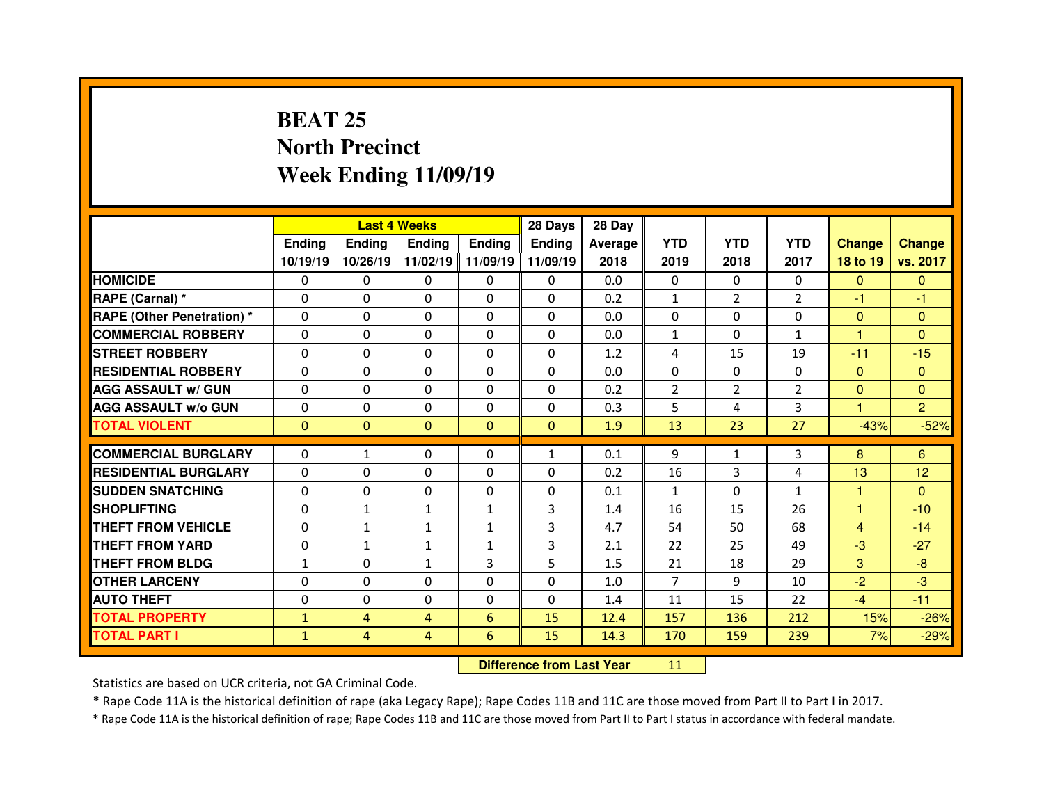# BEAT 25
# North Precinct
# Week Ending 11/09/19

| | Last 4 Weeks | | | | 28 Days | 28 Day | YTD | YTD | YTD | Change | Change |
|---|---|---|---|---|---|---|---|---|---|---|---|
| | Ending 10/19/19 | Ending 10/26/19 | Ending 11/02/19 | Ending 11/09/19 | Ending 11/09/19 | Average 2018 | 2019 | 2018 | 2017 | 18 to 19 | vs. 2017 |
| HOMICIDE | 0 | 0 | 0 | 0 | 0 | 0.0 | 0 | 0 | 0 | 0 | 0 |
| RAPE (Carnal) * | 0 | 0 | 0 | 0 | 0 | 0.2 | 1 | 2 | 2 | -1 | -1 |
| RAPE (Other Penetration) * | 0 | 0 | 0 | 0 | 0 | 0.0 | 0 | 0 | 0 | 0 | 0 |
| COMMERCIAL ROBBERY | 0 | 0 | 0 | 0 | 0 | 0.0 | 1 | 0 | 1 | 1 | 0 |
| STREET ROBBERY | 0 | 0 | 0 | 0 | 0 | 1.2 | 4 | 15 | 19 | -11 | -15 |
| RESIDENTIAL ROBBERY | 0 | 0 | 0 | 0 | 0 | 0.0 | 0 | 0 | 0 | 0 | 0 |
| AGG ASSAULT w/ GUN | 0 | 0 | 0 | 0 | 0 | 0.2 | 2 | 2 | 2 | 0 | 0 |
| AGG ASSAULT w/o GUN | 0 | 0 | 0 | 0 | 0 | 0.3 | 5 | 4 | 3 | 1 | 2 |
| TOTAL VIOLENT | 0 | 0 | 0 | 0 | 0 | 1.9 | 13 | 23 | 27 | -43% | -52% |
| COMMERCIAL BURGLARY | 0 | 1 | 0 | 0 | 1 | 0.1 | 9 | 1 | 3 | 8 | 6 |
| RESIDENTIAL BURGLARY | 0 | 0 | 0 | 0 | 0 | 0.2 | 16 | 3 | 4 | 13 | 12 |
| SUDDEN SNATCHING | 0 | 0 | 0 | 0 | 0 | 0.1 | 1 | 0 | 1 | 1 | 0 |
| SHOPLIFTING | 0 | 1 | 1 | 1 | 3 | 1.4 | 16 | 15 | 26 | 1 | -10 |
| THEFT FROM VEHICLE | 0 | 1 | 1 | 1 | 3 | 4.7 | 54 | 50 | 68 | 4 | -14 |
| THEFT FROM YARD | 0 | 1 | 1 | 1 | 3 | 2.1 | 22 | 25 | 49 | -3 | -27 |
| THEFT FROM BLDG | 1 | 0 | 1 | 3 | 5 | 1.5 | 21 | 18 | 29 | 3 | -8 |
| OTHER LARCENY | 0 | 0 | 0 | 0 | 0 | 1.0 | 7 | 9 | 10 | -2 | -3 |
| AUTO THEFT | 0 | 0 | 0 | 0 | 0 | 1.4 | 11 | 15 | 22 | -4 | -11 |
| TOTAL PROPERTY | 1 | 4 | 4 | 6 | 15 | 12.4 | 157 | 136 | 212 | 15% | -26% |
| TOTAL PART I | 1 | 4 | 4 | 6 | 15 | 14.3 | 170 | 159 | 239 | 7% | -29% |

**Difference from Last Year** 11

Statistics are based on UCR criteria, not GA Criminal Code.

* Rape Code 11A is the historical definition of rape (aka Legacy Rape); Rape Codes 11B and 11C are those moved from Part II to Part I in 2017.

* Rape Code 11A is the historical definition of rape; Rape Codes 11B and 11C are those moved from Part II to Part I status in accordance with federal mandate.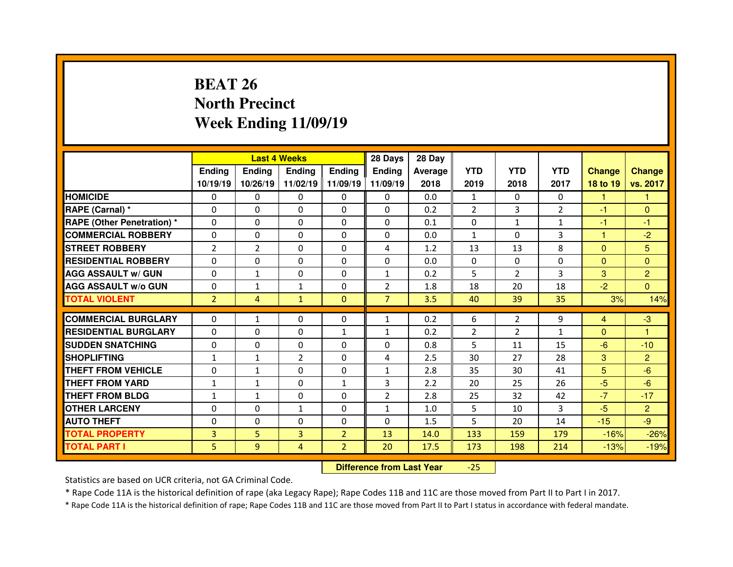# BEAT 26
## North Precinct
## Week Ending 11/09/19

| | Last 4 Weeks | | | | 28 Days | 28 Day | | | | | |
|---|---|---|---|---|---|---|---|---|---|---|---|
| | Ending 10/19/19 | Ending 10/26/19 | Ending 11/02/19 | Ending 11/09/19 | Ending 11/09/19 | Average 2018 | YTD 2019 | YTD 2018 | YTD 2017 | Change 18 to 19 | Change vs. 2017 |
| HOMICIDE | 0 | 0 | 0 | 0 | 0 | 0.0 | 1 | 0 | 0 | 1 | 1 |
| RAPE (Carnal) * | 0 | 0 | 0 | 0 | 0 | 0.2 | 2 | 3 | 2 | -1 | 0 |
| RAPE (Other Penetration) * | 0 | 0 | 0 | 0 | 0 | 0.1 | 0 | 1 | 1 | -1 | -1 |
| COMMERCIAL ROBBERY | 0 | 0 | 0 | 0 | 0 | 0.0 | 1 | 0 | 3 | 1 | -2 |
| STREET ROBBERY | 2 | 2 | 0 | 0 | 4 | 1.2 | 13 | 13 | 8 | 0 | 5 |
| RESIDENTIAL ROBBERY | 0 | 0 | 0 | 0 | 0 | 0.0 | 0 | 0 | 0 | 0 | 0 |
| AGG ASSAULT w/ GUN | 0 | 1 | 0 | 0 | 1 | 0.2 | 5 | 2 | 3 | 3 | 2 |
| AGG ASSAULT w/o GUN | 0 | 1 | 1 | 0 | 2 | 1.8 | 18 | 20 | 18 | -2 | 0 |
| TOTAL VIOLENT | 2 | 4 | 1 | 0 | 7 | 3.5 | 40 | 39 | 35 | 3% | 14% |
| COMMERCIAL BURGLARY | 0 | 1 | 0 | 0 | 1 | 0.2 | 6 | 2 | 9 | 4 | -3 |
| RESIDENTIAL BURGLARY | 0 | 0 | 0 | 1 | 1 | 0.2 | 2 | 2 | 1 | 0 | 1 |
| SUDDEN SNATCHING | 0 | 0 | 0 | 0 | 0 | 0.8 | 5 | 11 | 15 | -6 | -10 |
| SHOPLIFTING | 1 | 1 | 2 | 0 | 4 | 2.5 | 30 | 27 | 28 | 3 | 2 |
| THEFT FROM VEHICLE | 0 | 1 | 0 | 0 | 1 | 2.8 | 35 | 30 | 41 | 5 | -6 |
| THEFT FROM YARD | 1 | 1 | 0 | 1 | 3 | 2.2 | 20 | 25 | 26 | -5 | -6 |
| THEFT FROM BLDG | 1 | 1 | 0 | 0 | 2 | 2.8 | 25 | 32 | 42 | -7 | -17 |
| OTHER LARCENY | 0 | 0 | 1 | 0 | 1 | 1.0 | 5 | 10 | 3 | -5 | 2 |
| AUTO THEFT | 0 | 0 | 0 | 0 | 0 | 1.5 | 5 | 20 | 14 | -15 | -9 |
| TOTAL PROPERTY | 3 | 5 | 3 | 2 | 13 | 14.0 | 133 | 159 | 179 | -16% | -26% |
| TOTAL PART I | 5 | 9 | 4 | 2 | 20 | 17.5 | 173 | 198 | 214 | -13% | -19% |

**Difference from Last Year** -25

Statistics are based on UCR criteria, not GA Criminal Code.

* Rape Code 11A is the historical definition of rape (aka Legacy Rape); Rape Codes 11B and 11C are those moved from Part II to Part I in 2017.

* Rape Code 11A is the historical definition of rape; Rape Codes 11B and 11C are those moved from Part II to Part I status in accordance with federal mandate.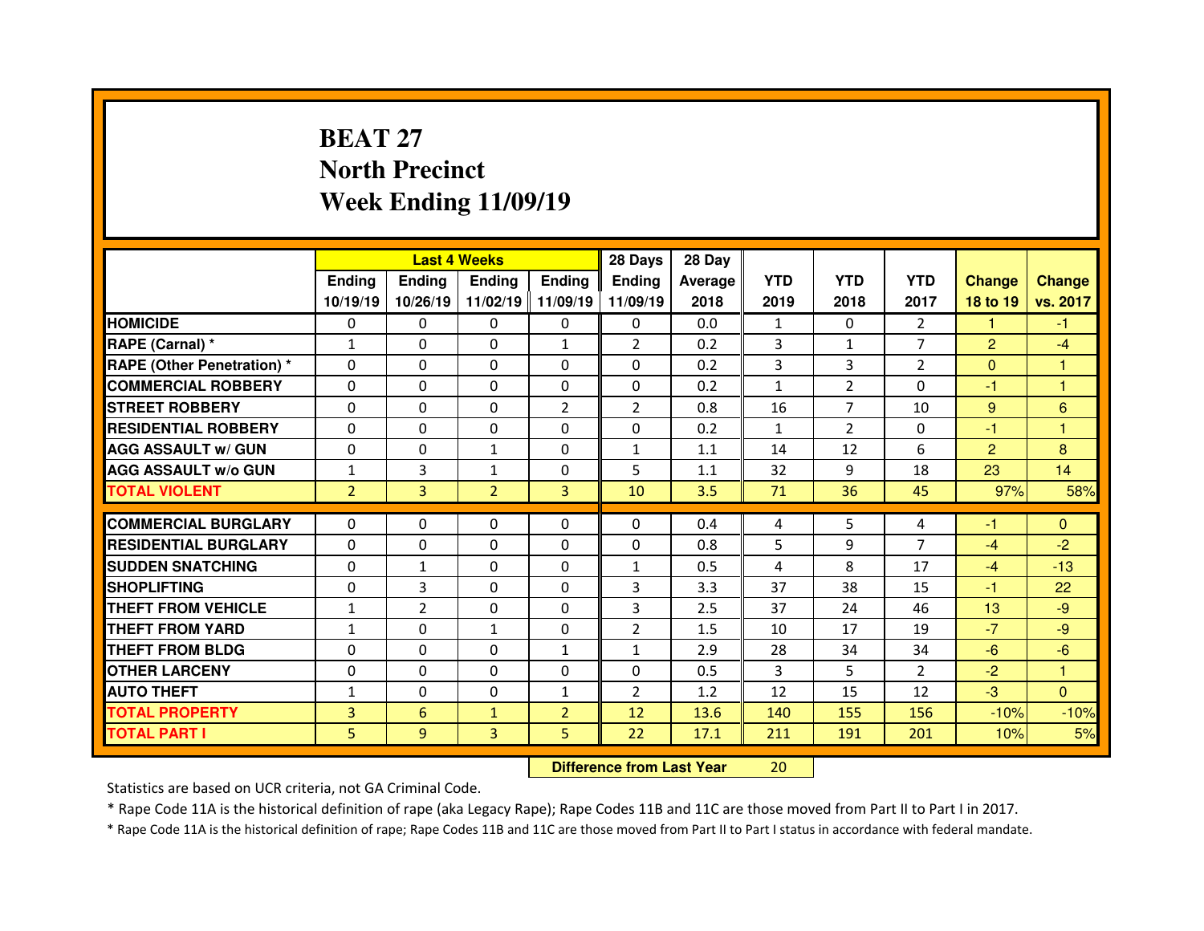# BEAT 27
## North Precinct
## Week Ending 11/09/19

| | Last 4 Weeks | | | | 28 Days | 28 Day | | | | | |
|---|---|---|---|---|---|---|---|---|---|---|---|
| | Ending 10/19/19 | Ending 10/26/19 | Ending 11/02/19 | Ending 11/09/19 | Ending 11/09/19 | Average 2018 | YTD 2019 | YTD 2018 | YTD 2017 | Change 18 to 19 | Change vs. 2017 |
| HOMICIDE | 0 | 0 | 0 | 0 | 0 | 0.0 | 1 | 0 | 2 | 1 | -1 |
| RAPE (Carnal) * | 1 | 0 | 0 | 1 | 2 | 0.2 | 3 | 1 | 7 | 2 | -4 |
| RAPE (Other Penetration) * | 0 | 0 | 0 | 0 | 0 | 0.2 | 3 | 3 | 2 | 0 | 1 |
| COMMERCIAL ROBBERY | 0 | 0 | 0 | 0 | 0 | 0.2 | 1 | 2 | 0 | -1 | 1 |
| STREET ROBBERY | 0 | 0 | 0 | 2 | 2 | 0.8 | 16 | 7 | 10 | 9 | 6 |
| RESIDENTIAL ROBBERY | 0 | 0 | 0 | 0 | 0 | 0.2 | 1 | 2 | 0 | -1 | 1 |
| AGG ASSAULT w/ GUN | 0 | 0 | 1 | 0 | 1 | 1.1 | 14 | 12 | 6 | 2 | 8 |
| AGG ASSAULT w/o GUN | 1 | 3 | 1 | 0 | 5 | 1.1 | 32 | 9 | 18 | 23 | 14 |
| TOTAL VIOLENT | 2 | 3 | 2 | 3 | 10 | 3.5 | 71 | 36 | 45 | 97% | 58% |
| COMMERCIAL BURGLARY | 0 | 0 | 0 | 0 | 0 | 0.4 | 4 | 5 | 4 | -1 | 0 |
| RESIDENTIAL BURGLARY | 0 | 0 | 0 | 0 | 0 | 0.8 | 5 | 9 | 7 | -4 | -2 |
| SUDDEN SNATCHING | 0 | 1 | 0 | 0 | 1 | 0.5 | 4 | 8 | 17 | -4 | -13 |
| SHOPLIFTING | 0 | 3 | 0 | 0 | 3 | 3.3 | 37 | 38 | 15 | -1 | 22 |
| THEFT FROM VEHICLE | 1 | 2 | 0 | 0 | 3 | 2.5 | 37 | 24 | 46 | 13 | -9 |
| THEFT FROM YARD | 1 | 0 | 1 | 0 | 2 | 1.5 | 10 | 17 | 19 | -7 | -9 |
| THEFT FROM BLDG | 0 | 0 | 0 | 1 | 1 | 2.9 | 28 | 34 | 34 | -6 | -6 |
| OTHER LARCENY | 0 | 0 | 0 | 0 | 0 | 0.5 | 3 | 5 | 2 | -2 | 1 |
| AUTO THEFT | 1 | 0 | 0 | 1 | 2 | 1.2 | 12 | 15 | 12 | -3 | 0 |
| TOTAL PROPERTY | 3 | 6 | 1 | 2 | 12 | 13.6 | 140 | 155 | 156 | -10% | -10% |
| TOTAL PART I | 5 | 9 | 3 | 5 | 22 | 17.1 | 211 | 191 | 201 | 10% | 5% |

**Difference from Last Year** 20

Statistics are based on UCR criteria, not GA Criminal Code.

* Rape Code 11A is the historical definition of rape (aka Legacy Rape); Rape Codes 11B and 11C are those moved from Part II to Part I in 2017.

* Rape Code 11A is the historical definition of rape; Rape Codes 11B and 11C are those moved from Part II to Part I status in accordance with federal mandate.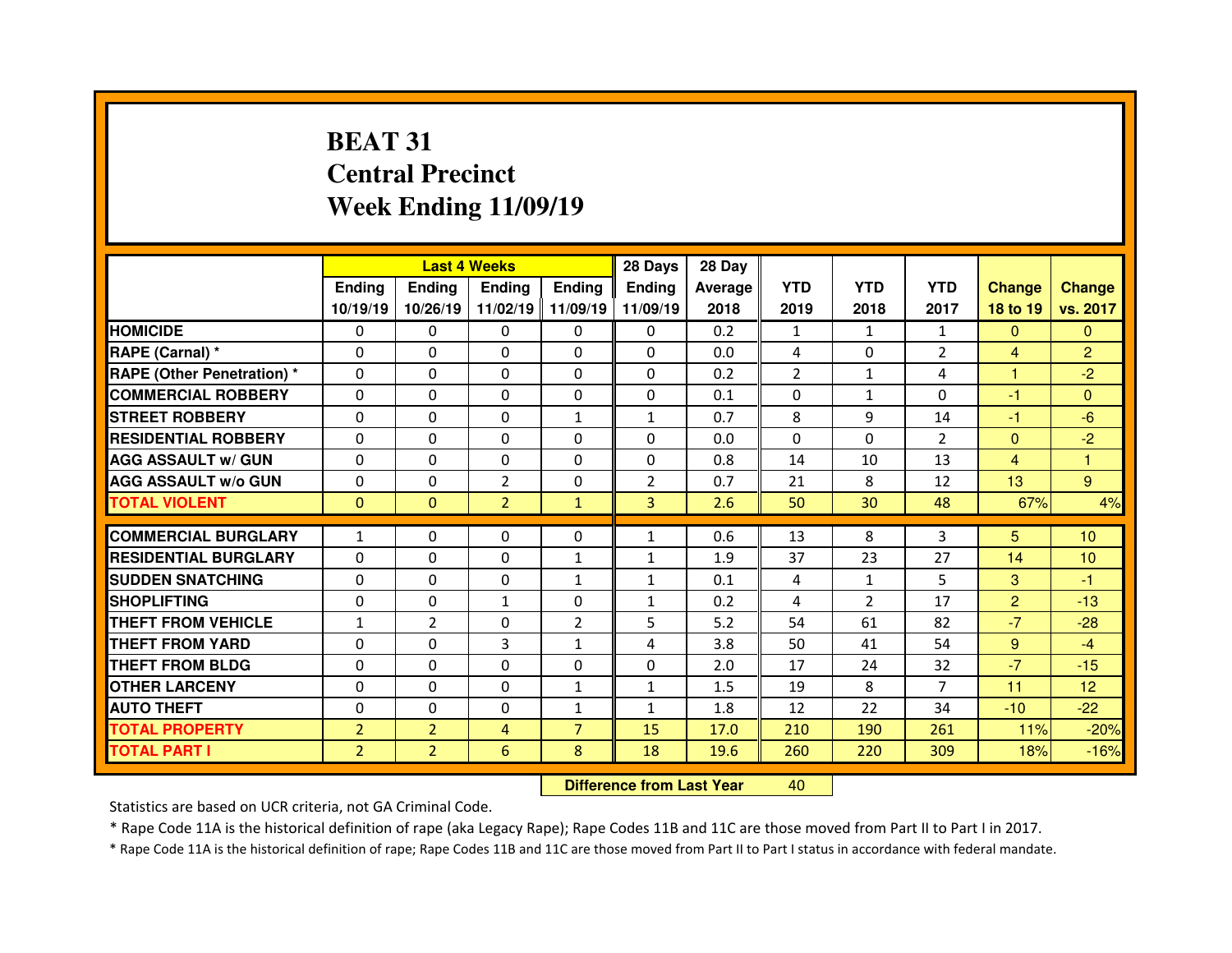# BEAT 31
## Central Precinct
## Week Ending 11/09/19

| | Last 4 Weeks | | | | 28 Days | 28 Day | | | | | |
|---|---|---|---|---|---|---|---|---|---|---|---|
| | Ending 10/19/19 | Ending 10/26/19 | Ending 11/02/19 | Ending 11/09/19 | Ending 11/09/19 | Average 2018 | YTD 2019 | YTD 2018 | YTD 2017 | Change 18 to 19 | Change vs. 2017 |
| **HOMICIDE** | 0 | 0 | 0 | 0 | 0 | 0.2 | 1 | 1 | 1 | 0 | 0 |
| **RAPE (Carnal) *** | 0 | 0 | 0 | 0 | 0 | 0.0 | 4 | 0 | 2 | 4 | 2 |
| **RAPE (Other Penetration) *** | 0 | 0 | 0 | 0 | 0 | 0.2 | 2 | 1 | 4 | 1 | -2 |
| **COMMERCIAL ROBBERY** | 0 | 0 | 0 | 0 | 0 | 0.1 | 0 | 1 | 0 | -1 | 0 |
| **STREET ROBBERY** | 0 | 0 | 0 | 1 | 1 | 0.7 | 8 | 9 | 14 | -1 | -6 |
| **RESIDENTIAL ROBBERY** | 0 | 0 | 0 | 0 | 0 | 0.0 | 0 | 0 | 2 | 0 | -2 |
| **AGG ASSAULT w/ GUN** | 0 | 0 | 0 | 0 | 0 | 0.8 | 14 | 10 | 13 | 4 | 1 |
| **AGG ASSAULT w/o GUN** | 0 | 0 | 2 | 0 | 2 | 0.7 | 21 | 8 | 12 | 13 | 9 |
| **TOTAL VIOLENT** | 0 | 0 | 2 | 1 | 3 | 2.6 | 50 | 30 | 48 | 67% | 4% |
| **COMMERCIAL BURGLARY** | 1 | 0 | 0 | 0 | 1 | 0.6 | 13 | 8 | 3 | 5 | 10 |
| **RESIDENTIAL BURGLARY** | 0 | 0 | 0 | 1 | 1 | 1.9 | 37 | 23 | 27 | 14 | 10 |
| **SUDDEN SNATCHING** | 0 | 0 | 0 | 1 | 1 | 0.1 | 4 | 1 | 5 | 3 | -1 |
| **SHOPLIFTING** | 0 | 0 | 1 | 0 | 1 | 0.2 | 4 | 2 | 17 | 2 | -13 |
| **THEFT FROM VEHICLE** | 1 | 2 | 0 | 2 | 5 | 5.2 | 54 | 61 | 82 | -7 | -28 |
| **THEFT FROM YARD** | 0 | 0 | 3 | 1 | 4 | 3.8 | 50 | 41 | 54 | 9 | -4 |
| **THEFT FROM BLDG** | 0 | 0 | 0 | 0 | 0 | 2.0 | 17 | 24 | 32 | -7 | -15 |
| **OTHER LARCENY** | 0 | 0 | 0 | 1 | 1 | 1.5 | 19 | 8 | 7 | 11 | 12 |
| **AUTO THEFT** | 0 | 0 | 0 | 1 | 1 | 1.8 | 12 | 22 | 34 | -10 | -22 |
| **TOTAL PROPERTY** | 2 | 2 | 4 | 7 | 15 | 17.0 | 210 | 190 | 261 | 11% | -20% |
| **TOTAL PART I** | 2 | 2 | 6 | 8 | 18 | 19.6 | 260 | 220 | 309 | 18% | -16% |

**Difference from Last Year** 40

Statistics are based on UCR criteria, not GA Criminal Code.

* Rape Code 11A is the historical definition of rape (aka Legacy Rape); Rape Codes 11B and 11C are those moved from Part II to Part I in 2017.

* Rape Code 11A is the historical definition of rape; Rape Codes 11B and 11C are those moved from Part II to Part I status in accordance with federal mandate.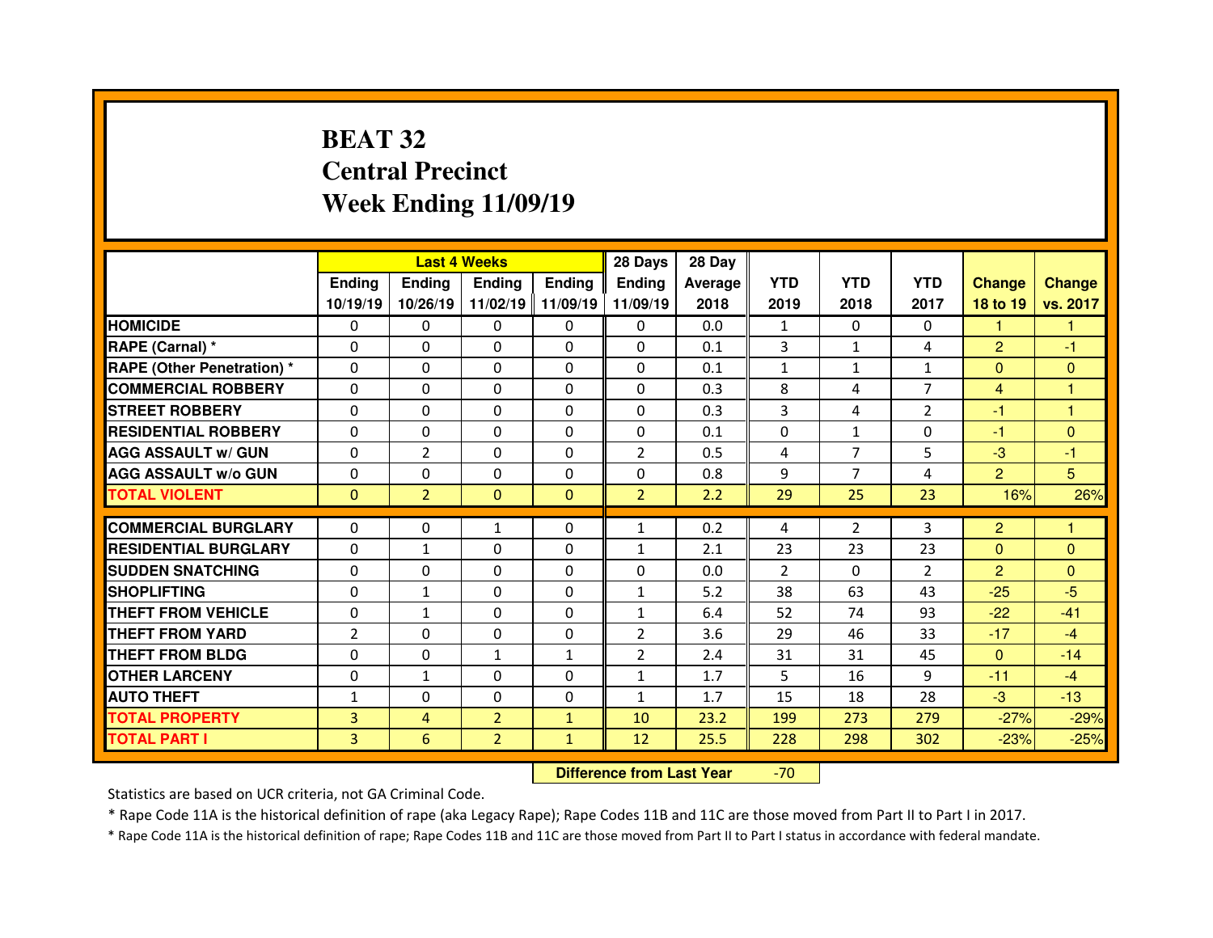# BEAT 32
# Central Precinct
# Week Ending 11/09/19

| | Last 4 Weeks | | | | 28 Days | 28 Day | | | | | |
|---|---|---|---|---|---|---|---|---|---|---|---|
| | Ending 10/19/19 | Ending 10/26/19 | Ending 11/02/19 | Ending 11/09/19 | Ending 11/09/19 | Average 2018 | YTD 2019 | YTD 2018 | YTD 2017 | Change 18 to 19 | Change vs. 2017 |
| HOMICIDE | 0 | 0 | 0 | 0 | 0 | 0.0 | 1 | 0 | 0 | 1 | 1 |
| RAPE (Carnal) * | 0 | 0 | 0 | 0 | 0 | 0.1 | 3 | 1 | 4 | 2 | -1 |
| RAPE (Other Penetration) * | 0 | 0 | 0 | 0 | 0 | 0.1 | 1 | 1 | 1 | 0 | 0 |
| COMMERCIAL ROBBERY | 0 | 0 | 0 | 0 | 0 | 0.3 | 8 | 4 | 7 | 4 | 1 |
| STREET ROBBERY | 0 | 0 | 0 | 0 | 0 | 0.3 | 3 | 4 | 2 | -1 | 1 |
| RESIDENTIAL ROBBERY | 0 | 0 | 0 | 0 | 0 | 0.1 | 0 | 1 | 0 | -1 | 0 |
| AGG ASSAULT w/ GUN | 0 | 2 | 0 | 0 | 2 | 0.5 | 4 | 7 | 5 | -3 | -1 |
| AGG ASSAULT w/o GUN | 0 | 0 | 0 | 0 | 0 | 0.8 | 9 | 7 | 4 | 2 | 5 |
| TOTAL VIOLENT | 0 | 2 | 0 | 0 | 2 | 2.2 | 29 | 25 | 23 | 16% | 26% |
| COMMERCIAL BURGLARY | 0 | 0 | 1 | 0 | 1 | 0.2 | 4 | 2 | 3 | 2 | 1 |
| RESIDENTIAL BURGLARY | 0 | 1 | 0 | 0 | 1 | 2.1 | 23 | 23 | 23 | 0 | 0 |
| SUDDEN SNATCHING | 0 | 0 | 0 | 0 | 0 | 0.0 | 2 | 0 | 2 | 2 | 0 |
| SHOPLIFTING | 0 | 1 | 0 | 0 | 1 | 5.2 | 38 | 63 | 43 | -25 | -5 |
| THEFT FROM VEHICLE | 0 | 1 | 0 | 0 | 1 | 6.4 | 52 | 74 | 93 | -22 | -41 |
| THEFT FROM YARD | 2 | 0 | 0 | 0 | 2 | 3.6 | 29 | 46 | 33 | -17 | -4 |
| THEFT FROM BLDG | 0 | 0 | 1 | 1 | 2 | 2.4 | 31 | 31 | 45 | 0 | -14 |
| OTHER LARCENY | 0 | 1 | 0 | 0 | 1 | 1.7 | 5 | 16 | 9 | -11 | -4 |
| AUTO THEFT | 1 | 0 | 0 | 0 | 1 | 1.7 | 15 | 18 | 28 | -3 | -13 |
| TOTAL PROPERTY | 3 | 4 | 2 | 1 | 10 | 23.2 | 199 | 273 | 279 | -27% | -29% |
| TOTAL PART I | 3 | 6 | 2 | 1 | 12 | 25.5 | 228 | 298 | 302 | -23% | -25% |

**Difference from Last Year** -70

Statistics are based on UCR criteria, not GA Criminal Code.

* Rape Code 11A is the historical definition of rape (aka Legacy Rape); Rape Codes 11B and 11C are those moved from Part II to Part I in 2017.

* Rape Code 11A is the historical definition of rape; Rape Codes 11B and 11C are those moved from Part II to Part I status in accordance with federal mandate.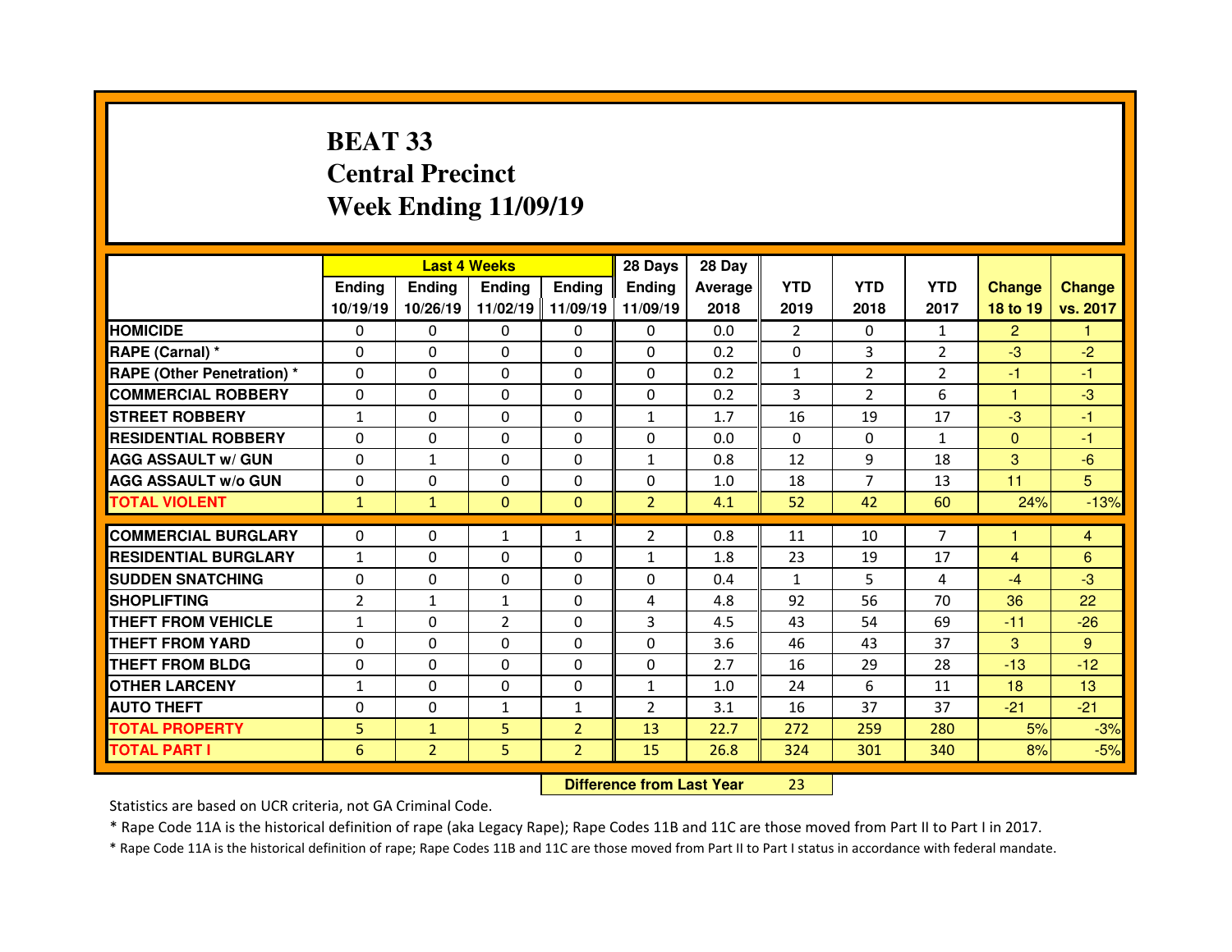# BEAT 33
## Central Precinct
## Week Ending 11/09/19

| | Last 4 Weeks | | | | 28 Days | 28 Day | YTD | YTD | YTD | Change | Change |
|---|---|---|---|---|---|---|---|---|---|---|---|
| | Ending 10/19/19 | Ending 10/26/19 | Ending 11/02/19 | Ending 11/09/19 | Ending 11/09/19 | Average 2018 | 2019 | 2018 | 2017 | 18 to 19 | vs. 2017 |
| HOMICIDE | 0 | 0 | 0 | 0 | 0 | 0.0 | 2 | 0 | 1 | 2 | 1 |
| RAPE (Carnal) * | 0 | 0 | 0 | 0 | 0 | 0.2 | 0 | 3 | 2 | -3 | -2 |
| RAPE (Other Penetration) * | 0 | 0 | 0 | 0 | 0 | 0.2 | 1 | 2 | 2 | -1 | -1 |
| COMMERCIAL ROBBERY | 0 | 0 | 0 | 0 | 0 | 0.2 | 3 | 2 | 6 | 1 | -3 |
| STREET ROBBERY | 1 | 0 | 0 | 0 | 1 | 1.7 | 16 | 19 | 17 | -3 | -1 |
| RESIDENTIAL ROBBERY | 0 | 0 | 0 | 0 | 0 | 0.0 | 0 | 0 | 1 | 0 | -1 |
| AGG ASSAULT w/ GUN | 0 | 1 | 0 | 0 | 1 | 0.8 | 12 | 9 | 18 | 3 | -6 |
| AGG ASSAULT w/o GUN | 0 | 0 | 0 | 0 | 0 | 1.0 | 18 | 7 | 13 | 11 | 5 |
| TOTAL VIOLENT | 1 | 1 | 0 | 0 | 2 | 4.1 | 52 | 42 | 60 | 24% | -13% |
| COMMERCIAL BURGLARY | 0 | 0 | 1 | 1 | 2 | 0.8 | 11 | 10 | 7 | 1 | 4 |
| RESIDENTIAL BURGLARY | 1 | 0 | 0 | 0 | 1 | 1.8 | 23 | 19 | 17 | 4 | 6 |
| SUDDEN SNATCHING | 0 | 0 | 0 | 0 | 0 | 0.4 | 1 | 5 | 4 | -4 | -3 |
| SHOPLIFTING | 2 | 1 | 1 | 0 | 4 | 4.8 | 92 | 56 | 70 | 36 | 22 |
| THEFT FROM VEHICLE | 1 | 0 | 2 | 0 | 3 | 4.5 | 43 | 54 | 69 | -11 | -26 |
| THEFT FROM YARD | 0 | 0 | 0 | 0 | 0 | 3.6 | 46 | 43 | 37 | 3 | 9 |
| THEFT FROM BLDG | 0 | 0 | 0 | 0 | 0 | 2.7 | 16 | 29 | 28 | -13 | -12 |
| OTHER LARCENY | 1 | 0 | 0 | 0 | 1 | 1.0 | 24 | 6 | 11 | 18 | 13 |
| AUTO THEFT | 0 | 0 | 1 | 1 | 2 | 3.1 | 16 | 37 | 37 | -21 | -21 |
| TOTAL PROPERTY | 5 | 1 | 5 | 2 | 13 | 22.7 | 272 | 259 | 280 | 5% | -3% |
| TOTAL PART I | 6 | 2 | 5 | 2 | 15 | 26.8 | 324 | 301 | 340 | 8% | -5% |

**Difference from Last Year** 23

Statistics are based on UCR criteria, not GA Criminal Code.

* Rape Code 11A is the historical definition of rape (aka Legacy Rape); Rape Codes 11B and 11C are those moved from Part II to Part I in 2017.

* Rape Code 11A is the historical definition of rape; Rape Codes 11B and 11C are those moved from Part II to Part I status in accordance with federal mandate.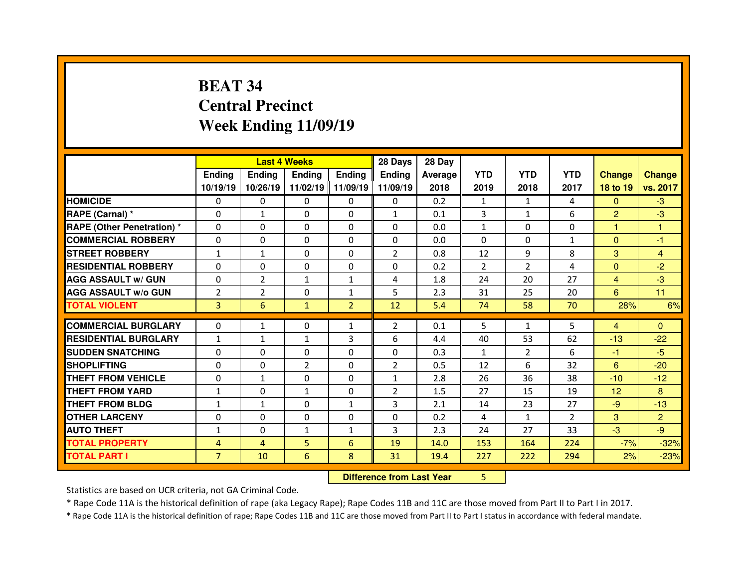# BEAT 34
## Central Precinct
## Week Ending 11/09/19

| | Last 4 Weeks | | | | 28 Days | 28 Day | | | | | |
|---|---|---|---|---|---|---|---|---|---|---|---|
| | Ending 10/19/19 | Ending 10/26/19 | Ending 11/02/19 | Ending 11/09/19 | Ending 11/09/19 | Average 2018 | YTD 2019 | YTD 2018 | YTD 2017 | Change 18 to 19 | Change vs. 2017 |
| HOMICIDE | 0 | 0 | 0 | 0 | 0 | 0.2 | 1 | 1 | 4 | 0 | -3 |
| RAPE (Carnal) * | 0 | 1 | 0 | 0 | 1 | 0.1 | 3 | 1 | 6 | 2 | -3 |
| RAPE (Other Penetration) * | 0 | 0 | 0 | 0 | 0 | 0.0 | 1 | 0 | 0 | 1 | 1 |
| COMMERCIAL ROBBERY | 0 | 0 | 0 | 0 | 0 | 0.0 | 0 | 0 | 1 | 0 | -1 |
| STREET ROBBERY | 1 | 1 | 0 | 0 | 2 | 0.8 | 12 | 9 | 8 | 3 | 4 |
| RESIDENTIAL ROBBERY | 0 | 0 | 0 | 0 | 0 | 0.2 | 2 | 2 | 4 | 0 | -2 |
| AGG ASSAULT w/ GUN | 0 | 2 | 1 | 1 | 4 | 1.8 | 24 | 20 | 27 | 4 | -3 |
| AGG ASSAULT w/o GUN | 2 | 2 | 0 | 1 | 5 | 2.3 | 31 | 25 | 20 | 6 | 11 |
| TOTAL VIOLENT | 3 | 6 | 1 | 2 | 12 | 5.4 | 74 | 58 | 70 | 28% | 6% |
| COMMERCIAL BURGLARY | 0 | 1 | 0 | 1 | 2 | 0.1 | 5 | 1 | 5 | 4 | 0 |
| RESIDENTIAL BURGLARY | 1 | 1 | 1 | 3 | 6 | 4.4 | 40 | 53 | 62 | -13 | -22 |
| SUDDEN SNATCHING | 0 | 0 | 0 | 0 | 0 | 0.3 | 1 | 2 | 6 | -1 | -5 |
| SHOPLIFTING | 0 | 0 | 2 | 0 | 2 | 0.5 | 12 | 6 | 32 | 6 | -20 |
| THEFT FROM VEHICLE | 0 | 1 | 0 | 0 | 1 | 2.8 | 26 | 36 | 38 | -10 | -12 |
| THEFT FROM YARD | 1 | 0 | 1 | 0 | 2 | 1.5 | 27 | 15 | 19 | 12 | 8 |
| THEFT FROM BLDG | 1 | 1 | 0 | 1 | 3 | 2.1 | 14 | 23 | 27 | -9 | -13 |
| OTHER LARCENY | 0 | 0 | 0 | 0 | 0 | 0.2 | 4 | 1 | 2 | 3 | 2 |
| AUTO THEFT | 1 | 0 | 1 | 1 | 3 | 2.3 | 24 | 27 | 33 | -3 | -9 |
| TOTAL PROPERTY | 4 | 4 | 5 | 6 | 19 | 14.0 | 153 | 164 | 224 | -7% | -32% |
| TOTAL PART I | 7 | 10 | 6 | 8 | 31 | 19.4 | 227 | 222 | 294 | 2% | -23% |

| Difference from Last Year | 5 |
|---|---|

Statistics are based on UCR criteria, not GA Criminal Code.

* Rape Code 11A is the historical definition of rape (aka Legacy Rape); Rape Codes 11B and 11C are those moved from Part II to Part I in 2017.

* Rape Code 11A is the historical definition of rape; Rape Codes 11B and 11C are those moved from Part II to Part I status in accordance with federal mandate.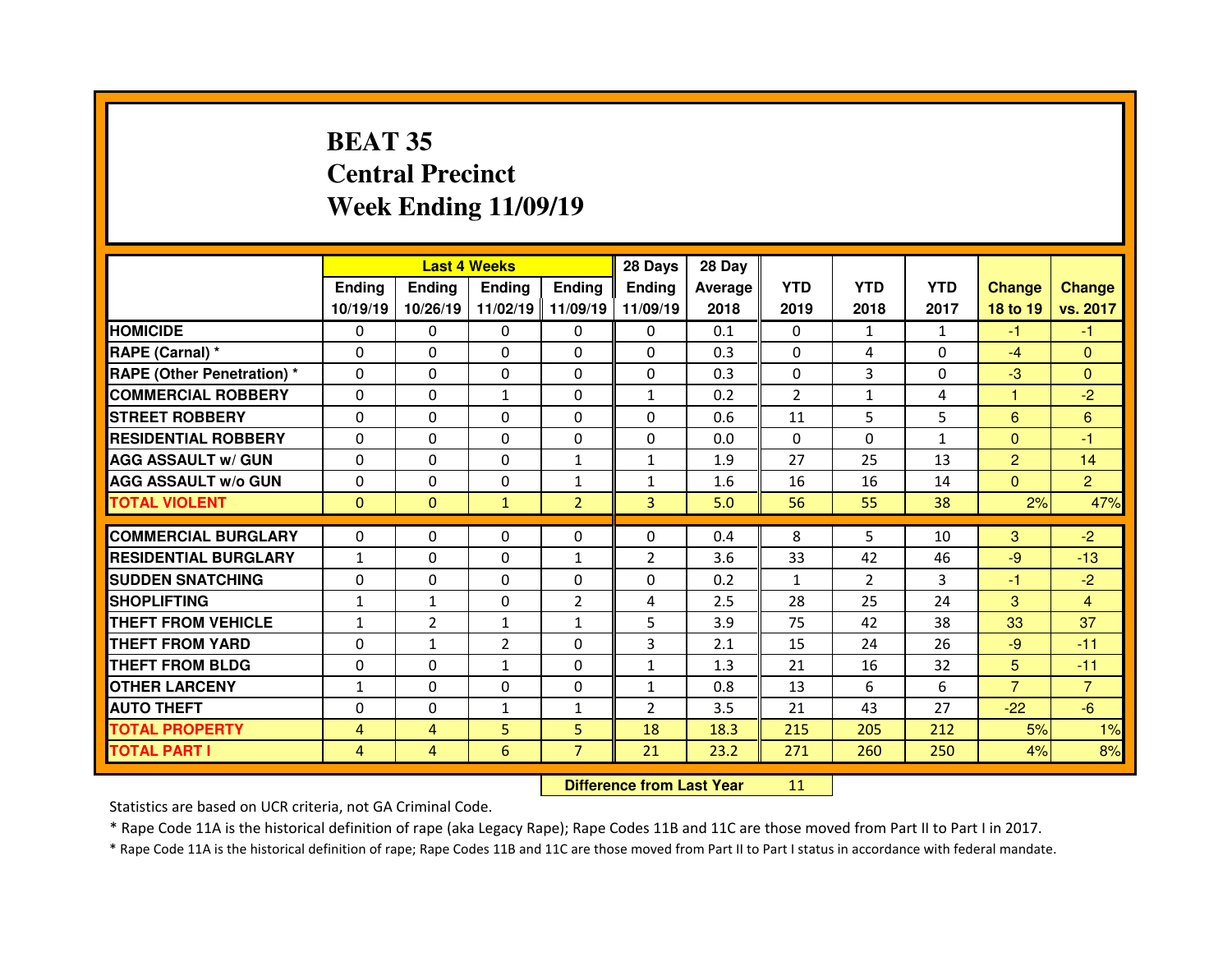# BEAT 35
## Central Precinct
## Week Ending 11/09/19

| | Last 4 Weeks | | | | 28 Days | 28 Day | | | | | |
|---|---|---|---|---|---|---|---|---|---|---|---|
| | Ending 10/19/19 | Ending 10/26/19 | Ending 11/02/19 | Ending 11/09/19 | Ending 11/09/19 | Average 2018 | YTD 2019 | YTD 2018 | YTD 2017 | Change 18 to 19 | Change vs. 2017 |
| HOMICIDE | 0 | 0 | 0 | 0 | 0 | 0.1 | 0 | 1 | 1 | -1 | -1 |
| RAPE (Carnal) * | 0 | 0 | 0 | 0 | 0 | 0.3 | 0 | 4 | 0 | -4 | 0 |
| RAPE (Other Penetration) * | 0 | 0 | 0 | 0 | 0 | 0.3 | 0 | 3 | 0 | -3 | 0 |
| COMMERCIAL ROBBERY | 0 | 0 | 1 | 0 | 1 | 0.2 | 2 | 1 | 4 | 1 | -2 |
| STREET ROBBERY | 0 | 0 | 0 | 0 | 0 | 0.6 | 11 | 5 | 5 | 6 | 6 |
| RESIDENTIAL ROBBERY | 0 | 0 | 0 | 0 | 0 | 0.0 | 0 | 0 | 1 | 0 | -1 |
| AGG ASSAULT w/ GUN | 0 | 0 | 0 | 1 | 1 | 1.9 | 27 | 25 | 13 | 2 | 14 |
| AGG ASSAULT w/o GUN | 0 | 0 | 0 | 1 | 1 | 1.6 | 16 | 16 | 14 | 0 | 2 |
| TOTAL VIOLENT | 0 | 0 | 1 | 2 | 3 | 5.0 | 56 | 55 | 38 | 2% | 47% |
| COMMERCIAL BURGLARY | 0 | 0 | 0 | 0 | 0 | 0.4 | 8 | 5 | 10 | 3 | -2 |
| RESIDENTIAL BURGLARY | 1 | 0 | 0 | 1 | 2 | 3.6 | 33 | 42 | 46 | -9 | -13 |
| SUDDEN SNATCHING | 0 | 0 | 0 | 0 | 0 | 0.2 | 1 | 2 | 3 | -1 | -2 |
| SHOPLIFTING | 1 | 1 | 0 | 2 | 4 | 2.5 | 28 | 25 | 24 | 3 | 4 |
| THEFT FROM VEHICLE | 1 | 2 | 1 | 1 | 5 | 3.9 | 75 | 42 | 38 | 33 | 37 |
| THEFT FROM YARD | 0 | 1 | 2 | 0 | 3 | 2.1 | 15 | 24 | 26 | -9 | -11 |
| THEFT FROM BLDG | 0 | 0 | 1 | 0 | 1 | 1.3 | 21 | 16 | 32 | 5 | -11 |
| OTHER LARCENY | 1 | 0 | 0 | 0 | 1 | 0.8 | 13 | 6 | 6 | 7 | 7 |
| AUTO THEFT | 0 | 0 | 1 | 1 | 2 | 3.5 | 21 | 43 | 27 | -22 | -6 |
| TOTAL PROPERTY | 4 | 4 | 5 | 5 | 18 | 18.3 | 215 | 205 | 212 | 5% | 1% |
| TOTAL PART I | 4 | 4 | 6 | 7 | 21 | 23.2 | 271 | 260 | 250 | 4% | 8% |

**Difference from Last Year** 11

Statistics are based on UCR criteria, not GA Criminal Code.

* Rape Code 11A is the historical definition of rape (aka Legacy Rape); Rape Codes 11B and 11C are those moved from Part II to Part I in 2017.

* Rape Code 11A is the historical definition of rape; Rape Codes 11B and 11C are those moved from Part II to Part I status in accordance with federal mandate.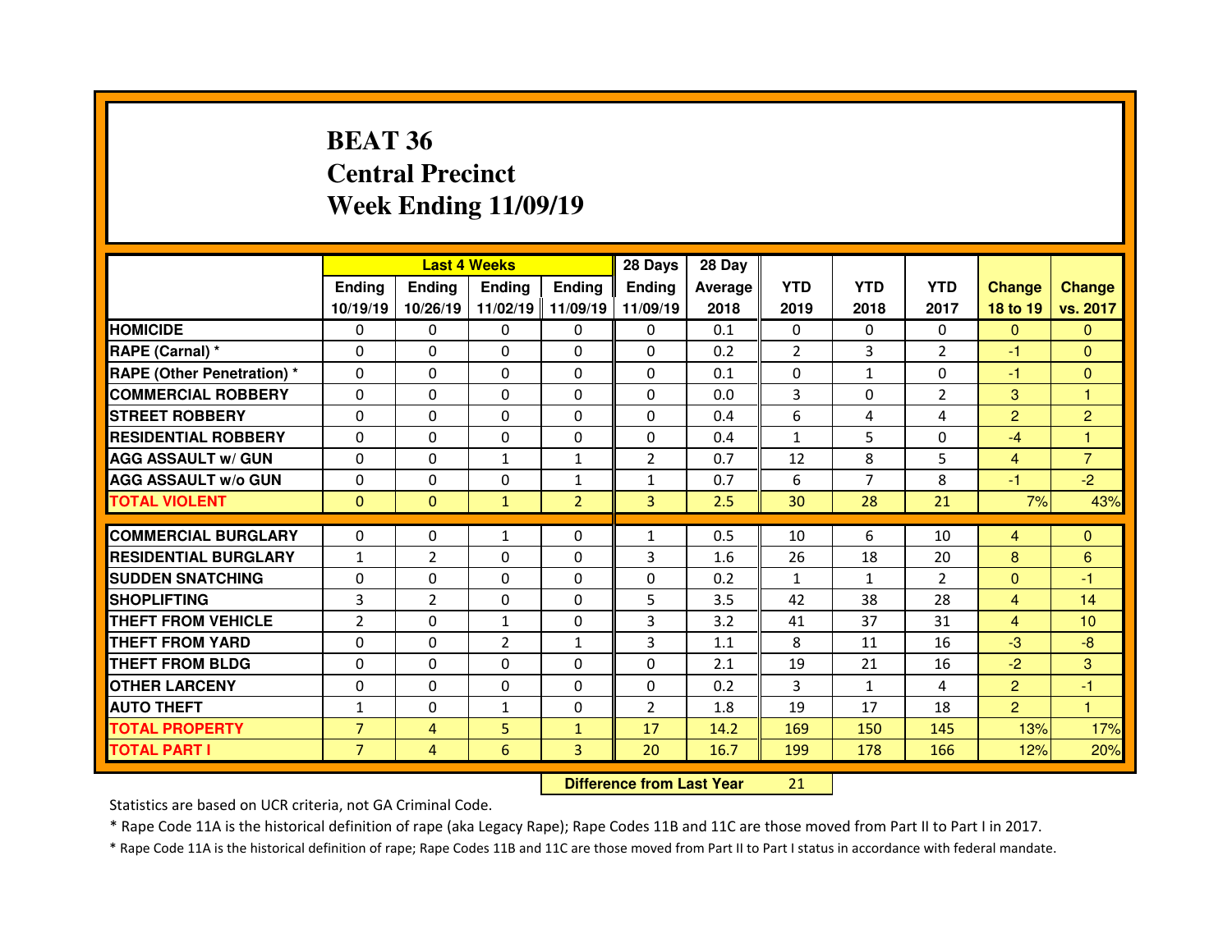# BEAT 36
# Central Precinct
# Week Ending 11/09/19

| | Last 4 Weeks | | | | 28 Days | 28 Day | | | | | |
|---|---|---|---|---|---|---|---|---|---|---|---|
| | Ending 10/19/19 | Ending 10/26/19 | Ending 11/02/19 | Ending 11/09/19 | Ending 11/09/19 | Average 2018 | YTD 2019 | YTD 2018 | YTD 2017 | Change 18 to 19 | Change vs. 2017 |
| HOMICIDE | 0 | 0 | 0 | 0 | 0 | 0.1 | 0 | 0 | 0 | 0 | 0 |
| RAPE (Carnal) * | 0 | 0 | 0 | 0 | 0 | 0.2 | 2 | 3 | 2 | -1 | 0 |
| RAPE (Other Penetration) * | 0 | 0 | 0 | 0 | 0 | 0.1 | 0 | 1 | 0 | -1 | 0 |
| COMMERCIAL ROBBERY | 0 | 0 | 0 | 0 | 0 | 0.0 | 3 | 0 | 2 | 3 | 1 |
| STREET ROBBERY | 0 | 0 | 0 | 0 | 0 | 0.4 | 6 | 4 | 4 | 2 | 2 |
| RESIDENTIAL ROBBERY | 0 | 0 | 0 | 0 | 0 | 0.4 | 1 | 5 | 0 | -4 | 1 |
| AGG ASSAULT w/ GUN | 0 | 0 | 1 | 1 | 2 | 0.7 | 12 | 8 | 5 | 4 | 7 |
| AGG ASSAULT w/o GUN | 0 | 0 | 0 | 1 | 1 | 0.7 | 6 | 7 | 8 | -1 | -2 |
| TOTAL VIOLENT | 0 | 0 | 1 | 2 | 3 | 2.5 | 30 | 28 | 21 | 7% | 43% |
| COMMERCIAL BURGLARY | 0 | 0 | 1 | 0 | 1 | 0.5 | 10 | 6 | 10 | 4 | 0 |
| RESIDENTIAL BURGLARY | 1 | 2 | 0 | 0 | 3 | 1.6 | 26 | 18 | 20 | 8 | 6 |
| SUDDEN SNATCHING | 0 | 0 | 0 | 0 | 0 | 0.2 | 1 | 1 | 2 | 0 | -1 |
| SHOPLIFTING | 3 | 2 | 0 | 0 | 5 | 3.5 | 42 | 38 | 28 | 4 | 14 |
| THEFT FROM VEHICLE | 2 | 0 | 1 | 0 | 3 | 3.2 | 41 | 37 | 31 | 4 | 10 |
| THEFT FROM YARD | 0 | 0 | 2 | 1 | 3 | 1.1 | 8 | 11 | 16 | -3 | -8 |
| THEFT FROM BLDG | 0 | 0 | 0 | 0 | 0 | 2.1 | 19 | 21 | 16 | -2 | 3 |
| OTHER LARCENY | 0 | 0 | 0 | 0 | 0 | 0.2 | 3 | 1 | 4 | 2 | -1 |
| AUTO THEFT | 1 | 0 | 1 | 0 | 2 | 1.8 | 19 | 17 | 18 | 2 | 1 |
| TOTAL PROPERTY | 7 | 4 | 5 | 1 | 17 | 14.2 | 169 | 150 | 145 | 13% | 17% |
| TOTAL PART I | 7 | 4 | 6 | 3 | 20 | 16.7 | 199 | 178 | 166 | 12% | 20% |

**Difference from Last Year** 21

Statistics are based on UCR criteria, not GA Criminal Code.

* Rape Code 11A is the historical definition of rape (aka Legacy Rape); Rape Codes 11B and 11C are those moved from Part II to Part I in 2017.

* Rape Code 11A is the historical definition of rape; Rape Codes 11B and 11C are those moved from Part II to Part I status in accordance with federal mandate.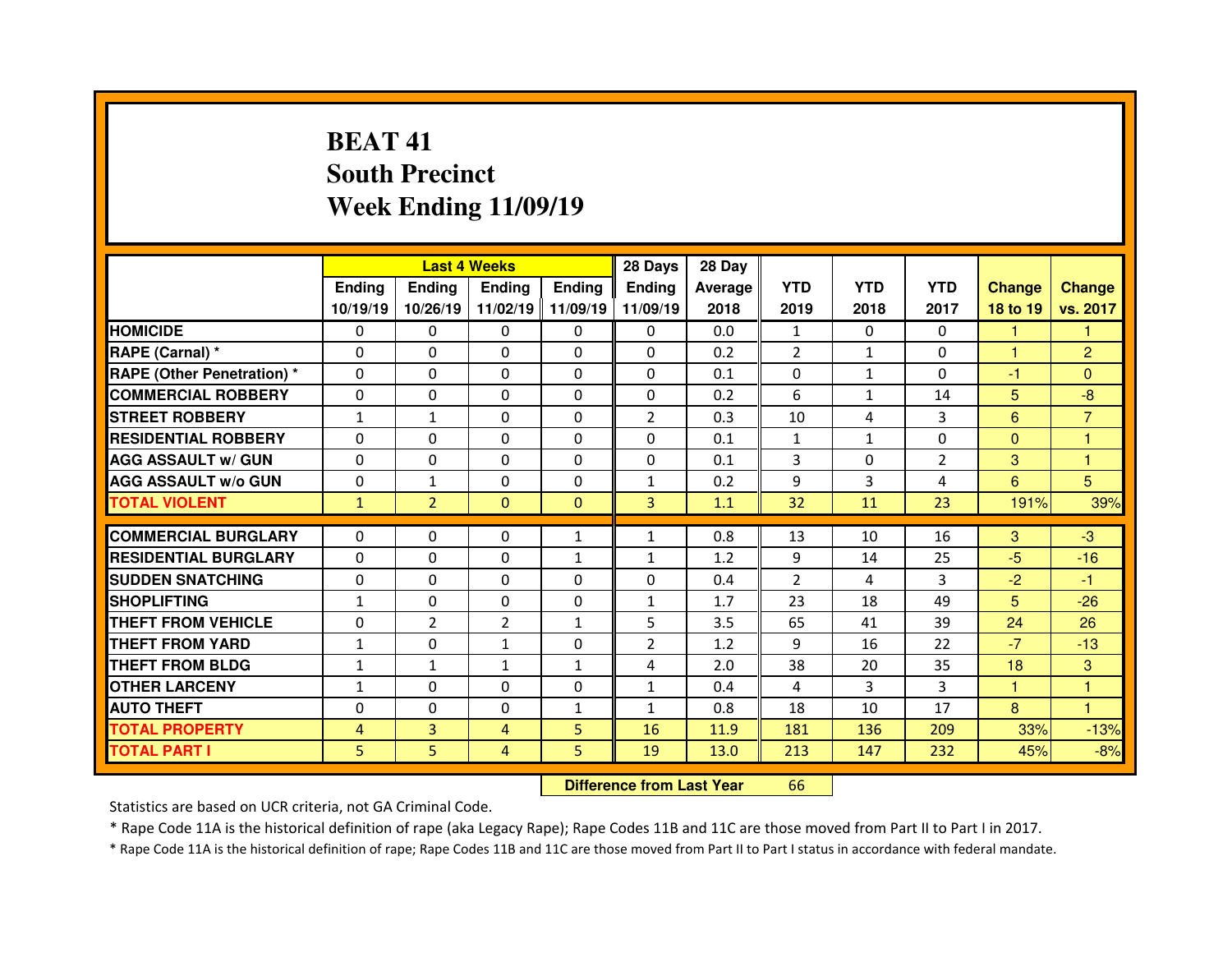# BEAT 41
## South Precinct
## Week Ending 11/09/19

| | Last 4 Weeks | | | | 28 Days | 28 Day | | | | | |
|---|---|---|---|---|---|---|---|---|---|---|---|
| | Ending 10/19/19 | Ending 10/26/19 | Ending 11/02/19 | Ending 11/09/19 | Ending 11/09/19 | Average 2018 | YTD 2019 | YTD 2018 | YTD 2017 | Change 18 to 19 | Change vs. 2017 |
| HOMICIDE | 0 | 0 | 0 | 0 | 0 | 0.0 | 1 | 0 | 0 | 1 | 1 |
| RAPE (Carnal) * | 0 | 0 | 0 | 0 | 0 | 0.2 | 2 | 1 | 0 | 1 | 2 |
| RAPE (Other Penetration) * | 0 | 0 | 0 | 0 | 0 | 0.1 | 0 | 1 | 0 | -1 | 0 |
| COMMERCIAL ROBBERY | 0 | 0 | 0 | 0 | 0 | 0.2 | 6 | 1 | 14 | 5 | -8 |
| STREET ROBBERY | 1 | 1 | 0 | 0 | 2 | 0.3 | 10 | 4 | 3 | 6 | 7 |
| RESIDENTIAL ROBBERY | 0 | 0 | 0 | 0 | 0 | 0.1 | 1 | 1 | 0 | 0 | 1 |
| AGG ASSAULT w/ GUN | 0 | 0 | 0 | 0 | 0 | 0.1 | 3 | 0 | 2 | 3 | 1 |
| AGG ASSAULT w/o GUN | 0 | 1 | 0 | 0 | 1 | 0.2 | 9 | 3 | 4 | 6 | 5 |
| TOTAL VIOLENT | 1 | 2 | 0 | 0 | 3 | 1.1 | 32 | 11 | 23 | 191% | 39% |
| COMMERCIAL BURGLARY | 0 | 0 | 0 | 1 | 1 | 0.8 | 13 | 10 | 16 | 3 | -3 |
| RESIDENTIAL BURGLARY | 0 | 0 | 0 | 1 | 1 | 1.2 | 9 | 14 | 25 | -5 | -16 |
| SUDDEN SNATCHING | 0 | 0 | 0 | 0 | 0 | 0.4 | 2 | 4 | 3 | -2 | -1 |
| SHOPLIFTING | 1 | 0 | 0 | 0 | 1 | 1.7 | 23 | 18 | 49 | 5 | -26 |
| THEFT FROM VEHICLE | 0 | 2 | 2 | 1 | 5 | 3.5 | 65 | 41 | 39 | 24 | 26 |
| THEFT FROM YARD | 1 | 0 | 1 | 0 | 2 | 1.2 | 9 | 16 | 22 | -7 | -13 |
| THEFT FROM BLDG | 1 | 1 | 1 | 1 | 4 | 2.0 | 38 | 20 | 35 | 18 | 3 |
| OTHER LARCENY | 1 | 0 | 0 | 0 | 1 | 0.4 | 4 | 3 | 3 | 1 | 1 |
| AUTO THEFT | 0 | 0 | 0 | 1 | 1 | 0.8 | 18 | 10 | 17 | 8 | 1 |
| TOTAL PROPERTY | 4 | 3 | 4 | 5 | 16 | 11.9 | 181 | 136 | 209 | 33% | -13% |
| TOTAL PART I | 5 | 5 | 4 | 5 | 19 | 13.0 | 213 | 147 | 232 | 45% | -8% |

**Difference from Last Year** 66

Statistics are based on UCR criteria, not GA Criminal Code.

* Rape Code 11A is the historical definition of rape (aka Legacy Rape); Rape Codes 11B and 11C are those moved from Part II to Part I in 2017.

* Rape Code 11A is the historical definition of rape; Rape Codes 11B and 11C are those moved from Part II to Part I status in accordance with federal mandate.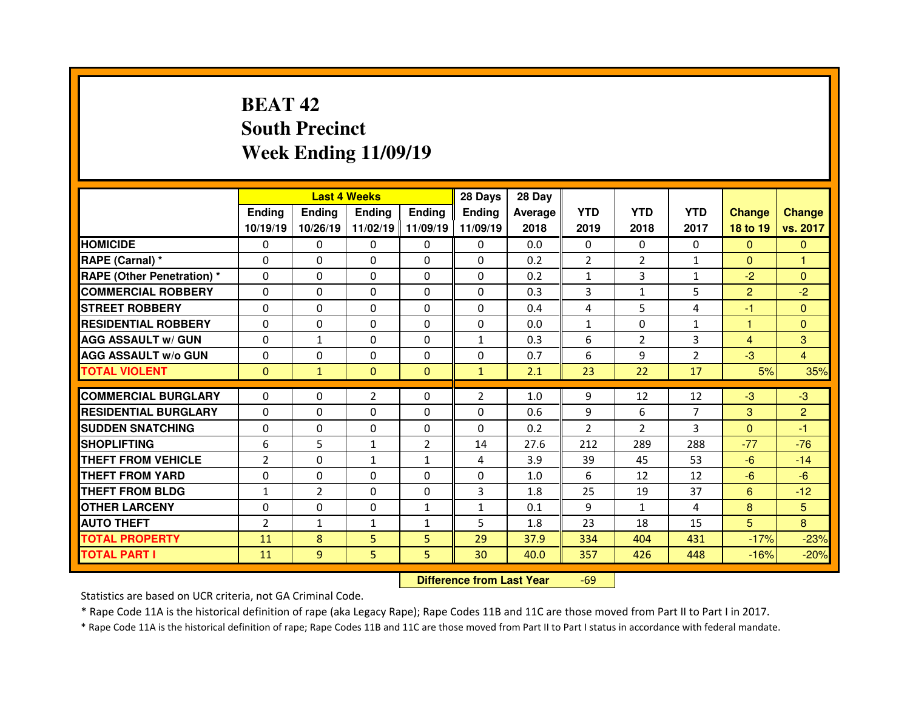# BEAT 42
## South Precinct
## Week Ending 11/09/19

| | Last 4 Weeks | | | | 28 Days | 28 Day | | | | | |
|---|---|---|---|---|---|---|---|---|---|---|---|
| | Ending 10/19/19 | Ending 10/26/19 | Ending 11/02/19 | Ending 11/09/19 | Ending 11/09/19 | Average 2018 | YTD 2019 | YTD 2018 | YTD 2017 | Change 18 to 19 | Change vs. 2017 |
| HOMICIDE | 0 | 0 | 0 | 0 | 0 | 0.0 | 0 | 0 | 0 | 0 | 0 |
| RAPE (Carnal) * | 0 | 0 | 0 | 0 | 0 | 0.2 | 2 | 2 | 1 | 0 | 1 |
| RAPE (Other Penetration) * | 0 | 0 | 0 | 0 | 0 | 0.2 | 1 | 3 | 1 | -2 | 0 |
| COMMERCIAL ROBBERY | 0 | 0 | 0 | 0 | 0 | 0.3 | 3 | 1 | 5 | 2 | -2 |
| STREET ROBBERY | 0 | 0 | 0 | 0 | 0 | 0.4 | 4 | 5 | 4 | -1 | 0 |
| RESIDENTIAL ROBBERY | 0 | 0 | 0 | 0 | 0 | 0.0 | 1 | 0 | 1 | 1 | 0 |
| AGG ASSAULT w/ GUN | 0 | 1 | 0 | 0 | 1 | 0.3 | 6 | 2 | 3 | 4 | 3 |
| AGG ASSAULT w/o GUN | 0 | 0 | 0 | 0 | 0 | 0.7 | 6 | 9 | 2 | -3 | 4 |
| TOTAL VIOLENT | 0 | 1 | 0 | 0 | 1 | 2.1 | 23 | 22 | 17 | 5% | 35% |
| COMMERCIAL BURGLARY | 0 | 0 | 2 | 0 | 2 | 1.0 | 9 | 12 | 12 | -3 | -3 |
| RESIDENTIAL BURGLARY | 0 | 0 | 0 | 0 | 0 | 0.6 | 9 | 6 | 7 | 3 | 2 |
| SUDDEN SNATCHING | 0 | 0 | 0 | 0 | 0 | 0.2 | 2 | 2 | 3 | 0 | -1 |
| SHOPLIFTING | 6 | 5 | 1 | 2 | 14 | 27.6 | 212 | 289 | 288 | -77 | -76 |
| THEFT FROM VEHICLE | 2 | 0 | 1 | 1 | 4 | 3.9 | 39 | 45 | 53 | -6 | -14 |
| THEFT FROM YARD | 0 | 0 | 0 | 0 | 0 | 1.0 | 6 | 12 | 12 | -6 | -6 |
| THEFT FROM BLDG | 1 | 2 | 0 | 0 | 3 | 1.8 | 25 | 19 | 37 | 6 | -12 |
| OTHER LARCENY | 0 | 0 | 0 | 1 | 1 | 0.1 | 9 | 1 | 4 | 8 | 5 |
| AUTO THEFT | 2 | 1 | 1 | 1 | 5 | 1.8 | 23 | 18 | 15 | 5 | 8 |
| TOTAL PROPERTY | 11 | 8 | 5 | 5 | 29 | 37.9 | 334 | 404 | 431 | -17% | -23% |
| TOTAL PART I | 11 | 9 | 5 | 5 | 30 | 40.0 | 357 | 426 | 448 | -16% | -20% |

**Difference from Last Year** -69

Statistics are based on UCR criteria, not GA Criminal Code.

* Rape Code 11A is the historical definition of rape (aka Legacy Rape); Rape Codes 11B and 11C are those moved from Part II to Part I in 2017.

* Rape Code 11A is the historical definition of rape; Rape Codes 11B and 11C are those moved from Part II to Part I status in accordance with federal mandate.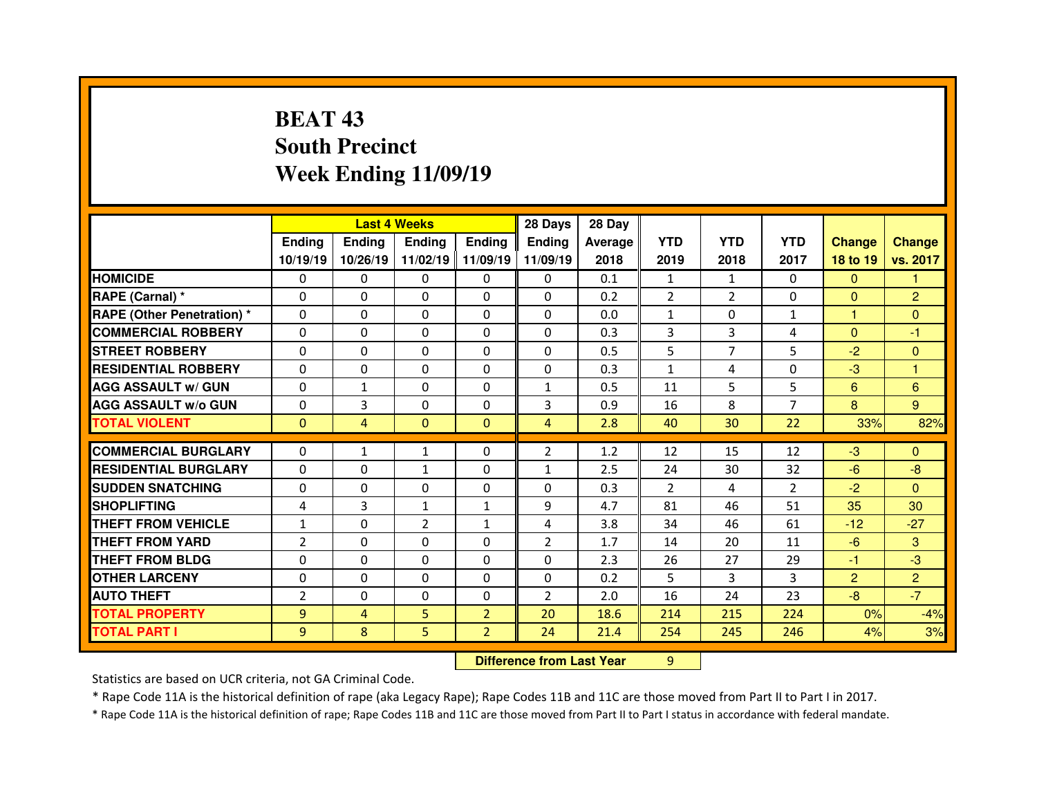# BEAT 43
# South Precinct
# Week Ending 11/09/19

| | Last 4 Weeks | | | | 28 Days | 28 Day | | | | | |
|---|---|---|---|---|---|---|---|---|---|---|---|
| | Ending 10/19/19 | Ending 10/26/19 | Ending 11/02/19 | Ending 11/09/19 | Ending 11/09/19 | Average 2018 | YTD 2019 | YTD 2018 | YTD 2017 | Change 18 to 19 | Change vs. 2017 |
| HOMICIDE | 0 | 0 | 0 | 0 | 0 | 0.1 | 1 | 1 | 0 | 0 | 1 |
| RAPE (Carnal) * | 0 | 0 | 0 | 0 | 0 | 0.2 | 2 | 2 | 0 | 0 | 2 |
| RAPE (Other Penetration) * | 0 | 0 | 0 | 0 | 0 | 0.0 | 1 | 0 | 1 | 1 | 0 |
| COMMERCIAL ROBBERY | 0 | 0 | 0 | 0 | 0 | 0.3 | 3 | 3 | 4 | 0 | -1 |
| STREET ROBBERY | 0 | 0 | 0 | 0 | 0 | 0.5 | 5 | 7 | 5 | -2 | 0 |
| RESIDENTIAL ROBBERY | 0 | 0 | 0 | 0 | 0 | 0.3 | 1 | 4 | 0 | -3 | 1 |
| AGG ASSAULT w/ GUN | 0 | 1 | 0 | 0 | 1 | 0.5 | 11 | 5 | 5 | 6 | 6 |
| AGG ASSAULT w/o GUN | 0 | 3 | 0 | 0 | 3 | 0.9 | 16 | 8 | 7 | 8 | 9 |
| TOTAL VIOLENT | 0 | 4 | 0 | 0 | 4 | 2.8 | 40 | 30 | 22 | 33% | 82% |
| COMMERCIAL BURGLARY | 0 | 1 | 1 | 0 | 2 | 1.2 | 12 | 15 | 12 | -3 | 0 |
| RESIDENTIAL BURGLARY | 0 | 0 | 1 | 0 | 1 | 2.5 | 24 | 30 | 32 | -6 | -8 |
| SUDDEN SNATCHING | 0 | 0 | 0 | 0 | 0 | 0.3 | 2 | 4 | 2 | -2 | 0 |
| SHOPLIFTING | 4 | 3 | 1 | 1 | 9 | 4.7 | 81 | 46 | 51 | 35 | 30 |
| THEFT FROM VEHICLE | 1 | 0 | 2 | 1 | 4 | 3.8 | 34 | 46 | 61 | -12 | -27 |
| THEFT FROM YARD | 2 | 0 | 0 | 0 | 2 | 1.7 | 14 | 20 | 11 | -6 | 3 |
| THEFT FROM BLDG | 0 | 0 | 0 | 0 | 0 | 2.3 | 26 | 27 | 29 | -1 | -3 |
| OTHER LARCENY | 0 | 0 | 0 | 0 | 0 | 0.2 | 5 | 3 | 3 | 2 | 2 |
| AUTO THEFT | 2 | 0 | 0 | 0 | 2 | 2.0 | 16 | 24 | 23 | -8 | -7 |
| TOTAL PROPERTY | 9 | 4 | 5 | 2 | 20 | 18.6 | 214 | 215 | 224 | 0% | -4% |
| TOTAL PART I | 9 | 8 | 5 | 2 | 24 | 21.4 | 254 | 245 | 246 | 4% | 3% |

**Difference from Last Year** 9

Statistics are based on UCR criteria, not GA Criminal Code.

* Rape Code 11A is the historical definition of rape (aka Legacy Rape); Rape Codes 11B and 11C are those moved from Part II to Part I in 2017.

* Rape Code 11A is the historical definition of rape; Rape Codes 11B and 11C are those moved from Part II to Part I status in accordance with federal mandate.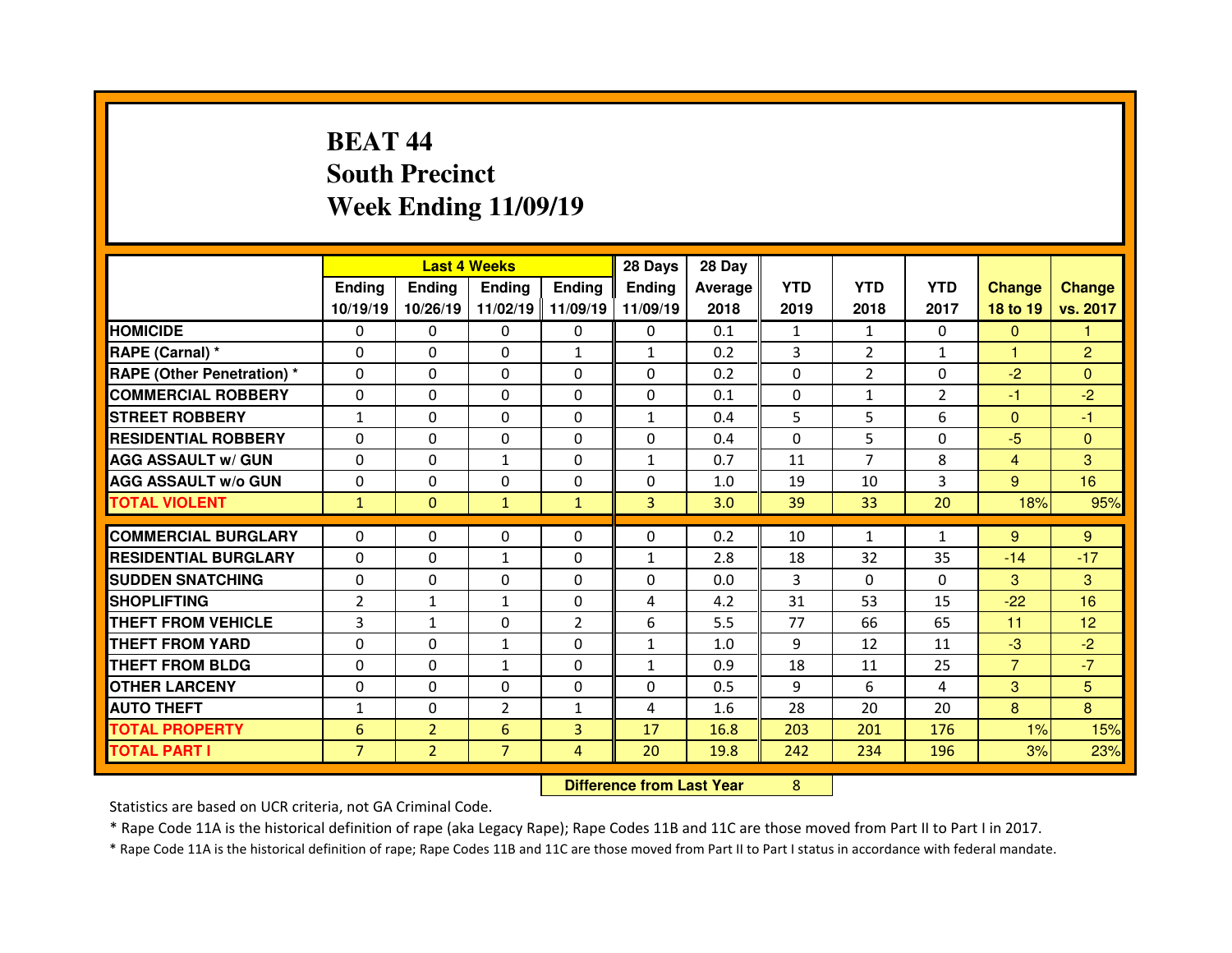# BEAT 44
## South Precinct
## Week Ending 11/09/19

| | Last 4 Weeks | | | | 28 Days | 28 Day | | | | | |
|---|---|---|---|---|---|---|---|---|---|---|---|
| | Ending 10/19/19 | Ending 10/26/19 | Ending 11/02/19 | Ending 11/09/19 | Ending 11/09/19 | Average 2018 | YTD 2019 | YTD 2018 | YTD 2017 | Change 18 to 19 | Change vs. 2017 |
| HOMICIDE | 0 | 0 | 0 | 0 | 0 | 0.1 | 1 | 1 | 0 | 0 | 1 |
| RAPE (Carnal) * | 0 | 0 | 0 | 1 | 1 | 0.2 | 3 | 2 | 1 | 1 | 2 |
| RAPE (Other Penetration) * | 0 | 0 | 0 | 0 | 0 | 0.2 | 0 | 2 | 0 | -2 | 0 |
| COMMERCIAL ROBBERY | 0 | 0 | 0 | 0 | 0 | 0.1 | 0 | 1 | 2 | -1 | -2 |
| STREET ROBBERY | 1 | 0 | 0 | 0 | 1 | 0.4 | 5 | 5 | 6 | 0 | -1 |
| RESIDENTIAL ROBBERY | 0 | 0 | 0 | 0 | 0 | 0.4 | 0 | 5 | 0 | -5 | 0 |
| AGG ASSAULT w/ GUN | 0 | 0 | 1 | 0 | 1 | 0.7 | 11 | 7 | 8 | 4 | 3 |
| AGG ASSAULT w/o GUN | 0 | 0 | 0 | 0 | 0 | 1.0 | 19 | 10 | 3 | 9 | 16 |
| TOTAL VIOLENT | 1 | 0 | 1 | 1 | 3 | 3.0 | 39 | 33 | 20 | 18% | 95% |
| COMMERCIAL BURGLARY | 0 | 0 | 0 | 0 | 0 | 0.2 | 10 | 1 | 1 | 9 | 9 |
| RESIDENTIAL BURGLARY | 0 | 0 | 1 | 0 | 1 | 2.8 | 18 | 32 | 35 | -14 | -17 |
| SUDDEN SNATCHING | 0 | 0 | 0 | 0 | 0 | 0.0 | 3 | 0 | 0 | 3 | 3 |
| SHOPLIFTING | 2 | 1 | 1 | 0 | 4 | 4.2 | 31 | 53 | 15 | -22 | 16 |
| THEFT FROM VEHICLE | 3 | 1 | 0 | 2 | 6 | 5.5 | 77 | 66 | 65 | 11 | 12 |
| THEFT FROM YARD | 0 | 0 | 1 | 0 | 1 | 1.0 | 9 | 12 | 11 | -3 | -2 |
| THEFT FROM BLDG | 0 | 0 | 1 | 0 | 1 | 0.9 | 18 | 11 | 25 | 7 | -7 |
| OTHER LARCENY | 0 | 0 | 0 | 0 | 0 | 0.5 | 9 | 6 | 4 | 3 | 5 |
| AUTO THEFT | 1 | 0 | 2 | 1 | 4 | 1.6 | 28 | 20 | 20 | 8 | 8 |
| TOTAL PROPERTY | 6 | 2 | 6 | 3 | 17 | 16.8 | 203 | 201 | 176 | 1% | 15% |
| TOTAL PART I | 7 | 2 | 7 | 4 | 20 | 19.8 | 242 | 234 | 196 | 3% | 23% |

**Difference from Last Year** 8

Statistics are based on UCR criteria, not GA Criminal Code.

* Rape Code 11A is the historical definition of rape (aka Legacy Rape); Rape Codes 11B and 11C are those moved from Part II to Part I in 2017.

* Rape Code 11A is the historical definition of rape; Rape Codes 11B and 11C are those moved from Part II to Part I status in accordance with federal mandate.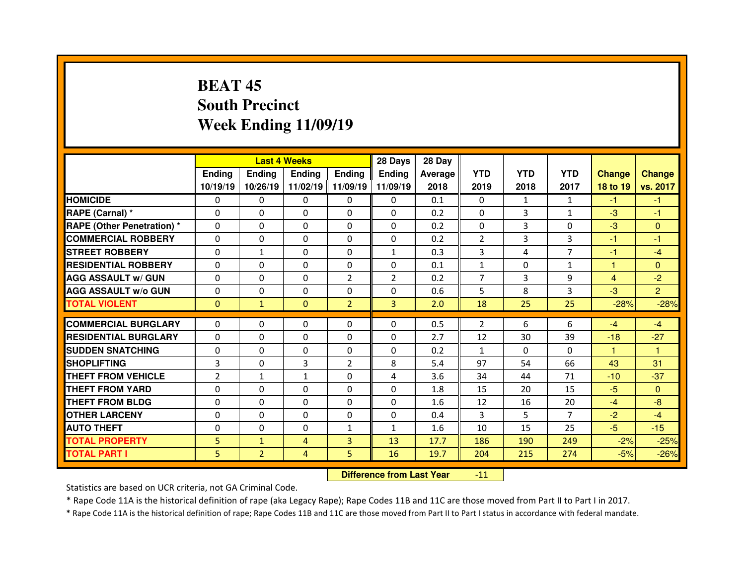# BEAT 45
## South Precinct
## Week Ending 11/09/19

| | Last 4 Weeks | | | | 28 Days | 28 Day | | | | | |
|---|---|---|---|---|---|---|---|---|---|---|---|
| | Ending 10/19/19 | Ending 10/26/19 | Ending 11/02/19 | Ending 11/09/19 | Ending 11/09/19 | Average 2018 | YTD 2019 | YTD 2018 | YTD 2017 | Change 18 to 19 | Change vs. 2017 |
| HOMICIDE | 0 | 0 | 0 | 0 | 0 | 0.1 | 0 | 1 | 1 | -1 | -1 |
| RAPE (Carnal) * | 0 | 0 | 0 | 0 | 0 | 0.2 | 0 | 3 | 1 | -3 | -1 |
| RAPE (Other Penetration) * | 0 | 0 | 0 | 0 | 0 | 0.2 | 0 | 3 | 0 | -3 | 0 |
| COMMERCIAL ROBBERY | 0 | 0 | 0 | 0 | 0 | 0.2 | 2 | 3 | 3 | -1 | -1 |
| STREET ROBBERY | 0 | 1 | 0 | 0 | 1 | 0.3 | 3 | 4 | 7 | -1 | -4 |
| RESIDENTIAL ROBBERY | 0 | 0 | 0 | 0 | 0 | 0.1 | 1 | 0 | 1 | 1 | 0 |
| AGG ASSAULT w/ GUN | 0 | 0 | 0 | 2 | 2 | 0.2 | 7 | 3 | 9 | 4 | -2 |
| AGG ASSAULT w/o GUN | 0 | 0 | 0 | 0 | 0 | 0.6 | 5 | 8 | 3 | -3 | 2 |
| TOTAL VIOLENT | 0 | 1 | 0 | 2 | 3 | 2.0 | 18 | 25 | 25 | -28% | -28% |
| COMMERCIAL BURGLARY | 0 | 0 | 0 | 0 | 0 | 0.5 | 2 | 6 | 6 | -4 | -4 |
| RESIDENTIAL BURGLARY | 0 | 0 | 0 | 0 | 0 | 2.7 | 12 | 30 | 39 | -18 | -27 |
| SUDDEN SNATCHING | 0 | 0 | 0 | 0 | 0 | 0.2 | 1 | 0 | 0 | 1 | 1 |
| SHOPLIFTING | 3 | 0 | 3 | 2 | 8 | 5.4 | 97 | 54 | 66 | 43 | 31 |
| THEFT FROM VEHICLE | 2 | 1 | 1 | 0 | 4 | 3.6 | 34 | 44 | 71 | -10 | -37 |
| THEFT FROM YARD | 0 | 0 | 0 | 0 | 0 | 1.8 | 15 | 20 | 15 | -5 | 0 |
| THEFT FROM BLDG | 0 | 0 | 0 | 0 | 0 | 1.6 | 12 | 16 | 20 | -4 | -8 |
| OTHER LARCENY | 0 | 0 | 0 | 0 | 0 | 0.4 | 3 | 5 | 7 | -2 | -4 |
| AUTO THEFT | 0 | 0 | 0 | 1 | 1 | 1.6 | 10 | 15 | 25 | -5 | -15 |
| TOTAL PROPERTY | 5 | 1 | 4 | 3 | 13 | 17.7 | 186 | 190 | 249 | -2% | -25% |
| TOTAL PART I | 5 | 2 | 4 | 5 | 16 | 19.7 | 204 | 215 | 274 | -5% | -26% |

**Difference from Last Year** -11

Statistics are based on UCR criteria, not GA Criminal Code.

* Rape Code 11A is the historical definition of rape (aka Legacy Rape); Rape Codes 11B and 11C are those moved from Part II to Part I in 2017.

* Rape Code 11A is the historical definition of rape; Rape Codes 11B and 11C are those moved from Part II to Part I status in accordance with federal mandate.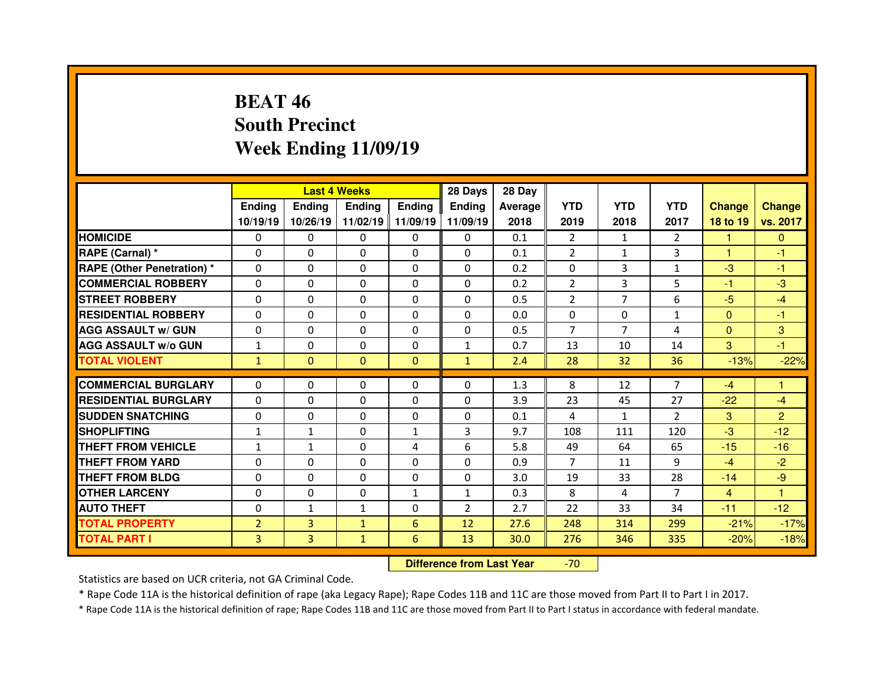# BEAT 46
## South Precinct
## Week Ending 11/09/19

| | Last 4 Weeks | | | | 28 Days | 28 Day | | | | | |
|---|---|---|---|---|---|---|---|---|---|---|---|
| | Ending 10/19/19 | Ending 10/26/19 | Ending 11/02/19 | Ending 11/09/19 | Ending 11/09/19 | Average 2018 | YTD 2019 | YTD 2018 | YTD 2017 | Change 18 to 19 | Change vs. 2017 |
| HOMICIDE | 0 | 0 | 0 | 0 | 0 | 0.1 | 2 | 1 | 2 | 1 | 0 |
| RAPE (Carnal) * | 0 | 0 | 0 | 0 | 0 | 0.1 | 2 | 1 | 3 | 1 | -1 |
| RAPE (Other Penetration) * | 0 | 0 | 0 | 0 | 0 | 0.2 | 0 | 3 | 1 | -3 | -1 |
| COMMERCIAL ROBBERY | 0 | 0 | 0 | 0 | 0 | 0.2 | 2 | 3 | 5 | -1 | -3 |
| STREET ROBBERY | 0 | 0 | 0 | 0 | 0 | 0.5 | 2 | 7 | 6 | -5 | -4 |
| RESIDENTIAL ROBBERY | 0 | 0 | 0 | 0 | 0 | 0.0 | 0 | 0 | 1 | 0 | -1 |
| AGG ASSAULT w/ GUN | 0 | 0 | 0 | 0 | 0 | 0.5 | 7 | 7 | 4 | 0 | 3 |
| AGG ASSAULT w/o GUN | 1 | 0 | 0 | 0 | 1 | 0.7 | 13 | 10 | 14 | 3 | -1 |
| TOTAL VIOLENT | 1 | 0 | 0 | 0 | 1 | 2.4 | 28 | 32 | 36 | -13% | -22% |
| COMMERCIAL BURGLARY | 0 | 0 | 0 | 0 | 0 | 1.3 | 8 | 12 | 7 | -4 | 1 |
| RESIDENTIAL BURGLARY | 0 | 0 | 0 | 0 | 0 | 3.9 | 23 | 45 | 27 | -22 | -4 |
| SUDDEN SNATCHING | 0 | 0 | 0 | 0 | 0 | 0.1 | 4 | 1 | 2 | 3 | 2 |
| SHOPLIFTING | 1 | 1 | 0 | 1 | 3 | 9.7 | 108 | 111 | 120 | -3 | -12 |
| THEFT FROM VEHICLE | 1 | 1 | 0 | 4 | 6 | 5.8 | 49 | 64 | 65 | -15 | -16 |
| THEFT FROM YARD | 0 | 0 | 0 | 0 | 0 | 0.9 | 7 | 11 | 9 | -4 | -2 |
| THEFT FROM BLDG | 0 | 0 | 0 | 0 | 0 | 3.0 | 19 | 33 | 28 | -14 | -9 |
| OTHER LARCENY | 0 | 0 | 0 | 1 | 1 | 0.3 | 8 | 4 | 7 | 4 | 1 |
| AUTO THEFT | 0 | 1 | 1 | 0 | 2 | 2.7 | 22 | 33 | 34 | -11 | -12 |
| TOTAL PROPERTY | 2 | 3 | 1 | 6 | 12 | 27.6 | 248 | 314 | 299 | -21% | -17% |
| TOTAL PART I | 3 | 3 | 1 | 6 | 13 | 30.0 | 276 | 346 | 335 | -20% | -18% |

| Difference from Last Year | -70 |
|---|---|

Statistics are based on UCR criteria, not GA Criminal Code.

* Rape Code 11A is the historical definition of rape (aka Legacy Rape); Rape Codes 11B and 11C are those moved from Part II to Part I in 2017.

* Rape Code 11A is the historical definition of rape; Rape Codes 11B and 11C are those moved from Part II to Part I status in accordance with federal mandate.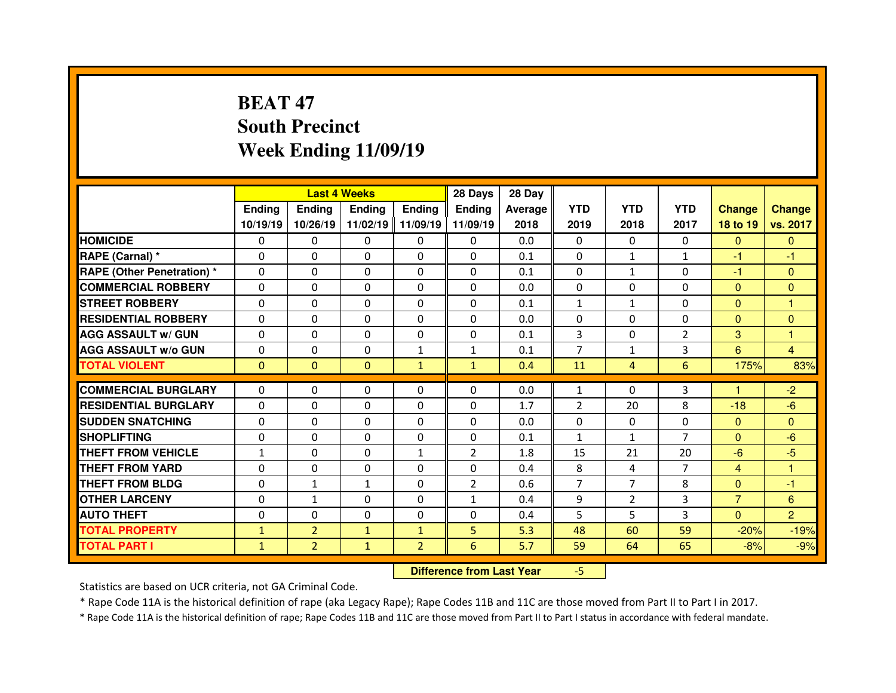# BEAT 47
# South Precinct
# Week Ending 11/09/19

| | Last 4 Weeks | | | | 28 Days | 28 Day | | | | | |
|---|---|---|---|---|---|---|---|---|---|---|---|
| | Ending 10/19/19 | Ending 10/26/19 | Ending 11/02/19 | Ending 11/09/19 | Ending 11/09/19 | Average 2018 | YTD 2019 | YTD 2018 | YTD 2017 | Change 18 to 19 | Change vs. 2017 |
| HOMICIDE | 0 | 0 | 0 | 0 | 0 | 0.0 | 0 | 0 | 0 | 0 | 0 |
| RAPE (Carnal) * | 0 | 0 | 0 | 0 | 0 | 0.1 | 0 | 1 | 1 | -1 | -1 |
| RAPE (Other Penetration) * | 0 | 0 | 0 | 0 | 0 | 0.1 | 0 | 1 | 0 | -1 | 0 |
| COMMERCIAL ROBBERY | 0 | 0 | 0 | 0 | 0 | 0.0 | 0 | 0 | 0 | 0 | 0 |
| STREET ROBBERY | 0 | 0 | 0 | 0 | 0 | 0.1 | 1 | 1 | 0 | 0 | 1 |
| RESIDENTIAL ROBBERY | 0 | 0 | 0 | 0 | 0 | 0.0 | 0 | 0 | 0 | 0 | 0 |
| AGG ASSAULT w/ GUN | 0 | 0 | 0 | 0 | 0 | 0.1 | 3 | 0 | 2 | 3 | 1 |
| AGG ASSAULT w/o GUN | 0 | 0 | 0 | 1 | 1 | 0.1 | 7 | 1 | 3 | 6 | 4 |
| TOTAL VIOLENT | 0 | 0 | 0 | 1 | 1 | 0.4 | 11 | 4 | 6 | 175% | 83% |
| COMMERCIAL BURGLARY | 0 | 0 | 0 | 0 | 0 | 0.0 | 1 | 0 | 3 | 1 | -2 |
| RESIDENTIAL BURGLARY | 0 | 0 | 0 | 0 | 0 | 1.7 | 2 | 20 | 8 | -18 | -6 |
| SUDDEN SNATCHING | 0 | 0 | 0 | 0 | 0 | 0.0 | 0 | 0 | 0 | 0 | 0 |
| SHOPLIFTING | 0 | 0 | 0 | 0 | 0 | 0.1 | 1 | 1 | 7 | 0 | -6 |
| THEFT FROM VEHICLE | 1 | 0 | 0 | 1 | 2 | 1.8 | 15 | 21 | 20 | -6 | -5 |
| THEFT FROM YARD | 0 | 0 | 0 | 0 | 0 | 0.4 | 8 | 4 | 7 | 4 | 1 |
| THEFT FROM BLDG | 0 | 1 | 1 | 0 | 2 | 0.6 | 7 | 7 | 8 | 0 | -1 |
| OTHER LARCENY | 0 | 1 | 0 | 0 | 1 | 0.4 | 9 | 2 | 3 | 7 | 6 |
| AUTO THEFT | 0 | 0 | 0 | 0 | 0 | 0.4 | 5 | 5 | 3 | 0 | 2 |
| TOTAL PROPERTY | 1 | 2 | 1 | 1 | 5 | 5.3 | 48 | 60 | 59 | -20% | -19% |
| TOTAL PART I | 1 | 2 | 1 | 2 | 6 | 5.7 | 59 | 64 | 65 | -8% | -9% |

**Difference from Last Year** -5

Statistics are based on UCR criteria, not GA Criminal Code.

* Rape Code 11A is the historical definition of rape (aka Legacy Rape); Rape Codes 11B and 11C are those moved from Part II to Part I in 2017.

* Rape Code 11A is the historical definition of rape; Rape Codes 11B and 11C are those moved from Part II to Part I status in accordance with federal mandate.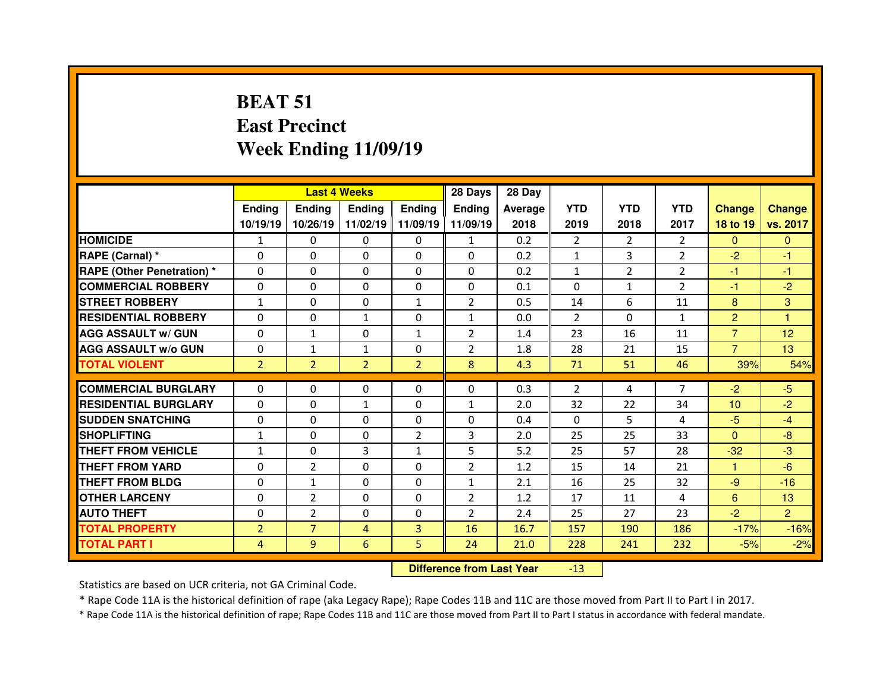# BEAT 51
## East Precinct
## Week Ending 11/09/19

| | Last 4 Weeks | | | | 28 Days | 28 Day | | | | | |
|---|---|---|---|---|---|---|---|---|---|---|---|
| | Ending 10/19/19 | Ending 10/26/19 | Ending 11/02/19 | Ending 11/09/19 | Ending 11/09/19 | Average 2018 | YTD 2019 | YTD 2018 | YTD 2017 | Change 18 to 19 | Change vs. 2017 |
| HOMICIDE | 1 | 0 | 0 | 0 | 1 | 0.2 | 2 | 2 | 2 | 0 | 0 |
| RAPE (Carnal) * | 0 | 0 | 0 | 0 | 0 | 0.2 | 1 | 3 | 2 | -2 | -1 |
| RAPE (Other Penetration) * | 0 | 0 | 0 | 0 | 0 | 0.2 | 1 | 2 | 2 | -1 | -1 |
| COMMERCIAL ROBBERY | 0 | 0 | 0 | 0 | 0 | 0.1 | 0 | 1 | 2 | -1 | -2 |
| STREET ROBBERY | 1 | 0 | 0 | 1 | 2 | 0.5 | 14 | 6 | 11 | 8 | 3 |
| RESIDENTIAL ROBBERY | 0 | 0 | 1 | 0 | 1 | 0.0 | 2 | 0 | 1 | 2 | 1 |
| AGG ASSAULT w/ GUN | 0 | 1 | 0 | 1 | 2 | 1.4 | 23 | 16 | 11 | 7 | 12 |
| AGG ASSAULT w/o GUN | 0 | 1 | 1 | 0 | 2 | 1.8 | 28 | 21 | 15 | 7 | 13 |
| TOTAL VIOLENT | 2 | 2 | 2 | 2 | 8 | 4.3 | 71 | 51 | 46 | 39% | 54% |
| COMMERCIAL BURGLARY | 0 | 0 | 0 | 0 | 0 | 0.3 | 2 | 4 | 7 | -2 | -5 |
| RESIDENTIAL BURGLARY | 0 | 0 | 1 | 0 | 1 | 2.0 | 32 | 22 | 34 | 10 | -2 |
| SUDDEN SNATCHING | 0 | 0 | 0 | 0 | 0 | 0.4 | 0 | 5 | 4 | -5 | -4 |
| SHOPLIFTING | 1 | 0 | 0 | 2 | 3 | 2.0 | 25 | 25 | 33 | 0 | -8 |
| THEFT FROM VEHICLE | 1 | 0 | 3 | 1 | 5 | 5.2 | 25 | 57 | 28 | -32 | -3 |
| THEFT FROM YARD | 0 | 2 | 0 | 0 | 2 | 1.2 | 15 | 14 | 21 | 1 | -6 |
| THEFT FROM BLDG | 0 | 1 | 0 | 0 | 1 | 2.1 | 16 | 25 | 32 | -9 | -16 |
| OTHER LARCENY | 0 | 2 | 0 | 0 | 2 | 1.2 | 17 | 11 | 4 | 6 | 13 |
| AUTO THEFT | 0 | 2 | 0 | 0 | 2 | 2.4 | 25 | 27 | 23 | -2 | 2 |
| TOTAL PROPERTY | 2 | 7 | 4 | 3 | 16 | 16.7 | 157 | 190 | 186 | -17% | -16% |
| TOTAL PART I | 4 | 9 | 6 | 5 | 24 | 21.0 | 228 | 241 | 232 | -5% | -2% |

| Difference from Last Year | -13 |
|---|---|

Statistics are based on UCR criteria, not GA Criminal Code.

* Rape Code 11A is the historical definition of rape (aka Legacy Rape); Rape Codes 11B and 11C are those moved from Part II to Part I in 2017.

* Rape Code 11A is the historical definition of rape; Rape Codes 11B and 11C are those moved from Part II to Part I status in accordance with federal mandate.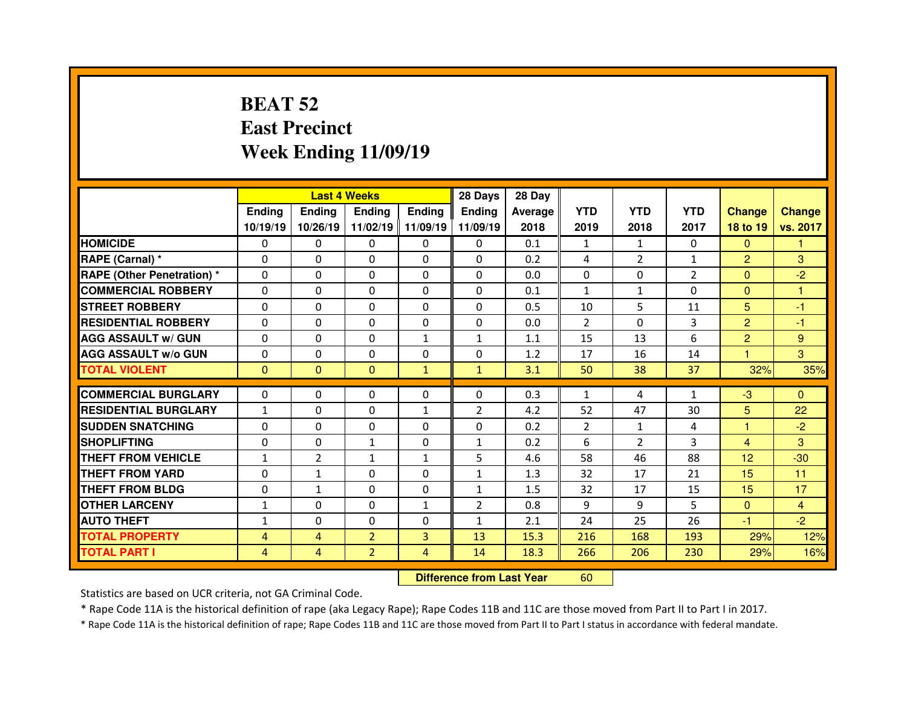# BEAT 52
## East Precinct
## Week Ending 11/09/19

| | Last 4 Weeks | | | | 28 Days | 28 Day | | | | | |
|---|---|---|---|---|---|---|---|---|---|---|---|
| | Ending 10/19/19 | Ending 10/26/19 | Ending 11/02/19 | Ending 11/09/19 | Ending 11/09/19 | Average 2018 | YTD 2019 | YTD 2018 | YTD 2017 | Change 18 to 19 | Change vs. 2017 |
| HOMICIDE | 0 | 0 | 0 | 0 | 0 | 0.1 | 1 | 1 | 0 | 0 | 1 |
| RAPE (Carnal) * | 0 | 0 | 0 | 0 | 0 | 0.2 | 4 | 2 | 1 | 2 | 3 |
| RAPE (Other Penetration) * | 0 | 0 | 0 | 0 | 0 | 0.0 | 0 | 0 | 2 | 0 | -2 |
| COMMERCIAL ROBBERY | 0 | 0 | 0 | 0 | 0 | 0.1 | 1 | 1 | 0 | 0 | 1 |
| STREET ROBBERY | 0 | 0 | 0 | 0 | 0 | 0.5 | 10 | 5 | 11 | 5 | -1 |
| RESIDENTIAL ROBBERY | 0 | 0 | 0 | 0 | 0 | 0.0 | 2 | 0 | 3 | 2 | -1 |
| AGG ASSAULT w/ GUN | 0 | 0 | 0 | 1 | 1 | 1.1 | 15 | 13 | 6 | 2 | 9 |
| AGG ASSAULT w/o GUN | 0 | 0 | 0 | 0 | 0 | 1.2 | 17 | 16 | 14 | 1 | 3 |
| TOTAL VIOLENT | 0 | 0 | 0 | 1 | 1 | 3.1 | 50 | 38 | 37 | 32% | 35% |
| COMMERCIAL BURGLARY | 0 | 0 | 0 | 0 | 0 | 0.3 | 1 | 4 | 1 | -3 | 0 |
| RESIDENTIAL BURGLARY | 1 | 0 | 0 | 1 | 2 | 4.2 | 52 | 47 | 30 | 5 | 22 |
| SUDDEN SNATCHING | 0 | 0 | 0 | 0 | 0 | 0.2 | 2 | 1 | 4 | 1 | -2 |
| SHOPLIFTING | 0 | 0 | 1 | 0 | 1 | 0.2 | 6 | 2 | 3 | 4 | 3 |
| THEFT FROM VEHICLE | 1 | 2 | 1 | 1 | 5 | 4.6 | 58 | 46 | 88 | 12 | -30 |
| THEFT FROM YARD | 0 | 1 | 0 | 0 | 1 | 1.3 | 32 | 17 | 21 | 15 | 11 |
| THEFT FROM BLDG | 0 | 1 | 0 | 0 | 1 | 1.5 | 32 | 17 | 15 | 15 | 17 |
| OTHER LARCENY | 1 | 0 | 0 | 1 | 2 | 0.8 | 9 | 9 | 5 | 0 | 4 |
| AUTO THEFT | 1 | 0 | 0 | 0 | 1 | 2.1 | 24 | 25 | 26 | -1 | -2 |
| TOTAL PROPERTY | 4 | 4 | 2 | 3 | 13 | 15.3 | 216 | 168 | 193 | 29% | 12% |
| TOTAL PART I | 4 | 4 | 2 | 4 | 14 | 18.3 | 266 | 206 | 230 | 29% | 16% |

**Difference from Last Year** 60

Statistics are based on UCR criteria, not GA Criminal Code.

* Rape Code 11A is the historical definition of rape (aka Legacy Rape); Rape Codes 11B and 11C are those moved from Part II to Part I in 2017.

* Rape Code 11A is the historical definition of rape; Rape Codes 11B and 11C are those moved from Part II to Part I status in accordance with federal mandate.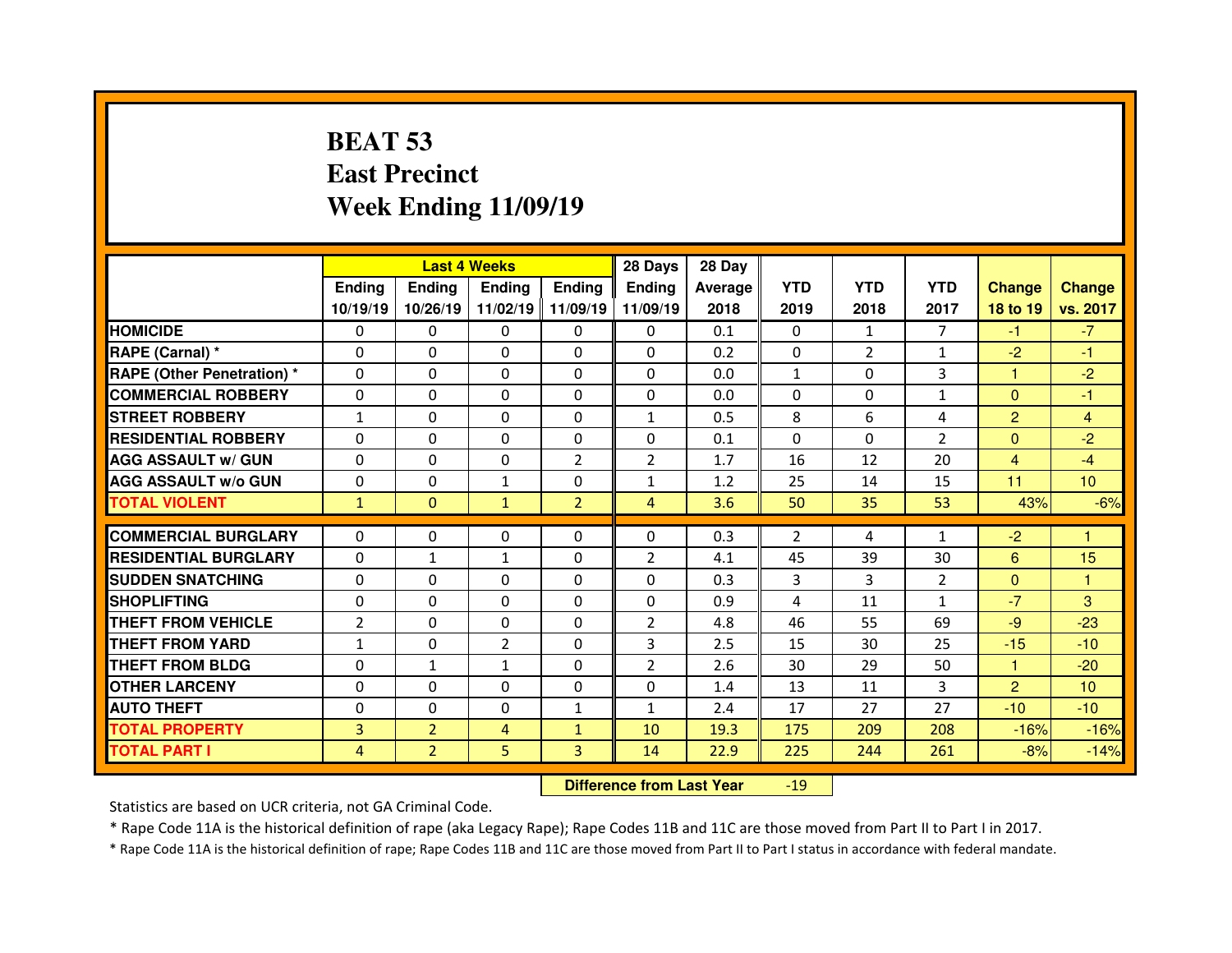# BEAT 53
## East Precinct
## Week Ending 11/09/19

| | Last 4 Weeks | | | | 28 Days | 28 Day | | | | | |
|---|---|---|---|---|---|---|---|---|---|---|---|
| | Ending 10/19/19 | Ending 10/26/19 | Ending 11/02/19 | Ending 11/09/19 | Ending 11/09/19 | Average 2018 | YTD 2019 | YTD 2018 | YTD 2017 | Change 18 to 19 | Change vs. 2017 |
| HOMICIDE | 0 | 0 | 0 | 0 | 0 | 0.1 | 0 | 1 | 7 | -1 | -7 |
| RAPE (Carnal) * | 0 | 0 | 0 | 0 | 0 | 0.2 | 0 | 2 | 1 | -2 | -1 |
| RAPE (Other Penetration) * | 0 | 0 | 0 | 0 | 0 | 0.0 | 1 | 0 | 3 | 1 | -2 |
| COMMERCIAL ROBBERY | 0 | 0 | 0 | 0 | 0 | 0.0 | 0 | 0 | 1 | 0 | -1 |
| STREET ROBBERY | 1 | 0 | 0 | 0 | 1 | 0.5 | 8 | 6 | 4 | 2 | 4 |
| RESIDENTIAL ROBBERY | 0 | 0 | 0 | 0 | 0 | 0.1 | 0 | 0 | 2 | 0 | -2 |
| AGG ASSAULT w/ GUN | 0 | 0 | 0 | 2 | 2 | 1.7 | 16 | 12 | 20 | 4 | -4 |
| AGG ASSAULT w/o GUN | 0 | 0 | 1 | 0 | 1 | 1.2 | 25 | 14 | 15 | 11 | 10 |
| TOTAL VIOLENT | 1 | 0 | 1 | 2 | 4 | 3.6 | 50 | 35 | 53 | 43% | -6% |
| COMMERCIAL BURGLARY | 0 | 0 | 0 | 0 | 0 | 0.3 | 2 | 4 | 1 | -2 | 1 |
| RESIDENTIAL BURGLARY | 0 | 1 | 1 | 0 | 2 | 4.1 | 45 | 39 | 30 | 6 | 15 |
| SUDDEN SNATCHING | 0 | 0 | 0 | 0 | 0 | 0.3 | 3 | 3 | 2 | 0 | 1 |
| SHOPLIFTING | 0 | 0 | 0 | 0 | 0 | 0.9 | 4 | 11 | 1 | -7 | 3 |
| THEFT FROM VEHICLE | 2 | 0 | 0 | 0 | 2 | 4.8 | 46 | 55 | 69 | -9 | -23 |
| THEFT FROM YARD | 1 | 0 | 2 | 0 | 3 | 2.5 | 15 | 30 | 25 | -15 | -10 |
| THEFT FROM BLDG | 0 | 1 | 1 | 0 | 2 | 2.6 | 30 | 29 | 50 | 1 | -20 |
| OTHER LARCENY | 0 | 0 | 0 | 0 | 0 | 1.4 | 13 | 11 | 3 | 2 | 10 |
| AUTO THEFT | 0 | 0 | 0 | 1 | 1 | 2.4 | 17 | 27 | 27 | -10 | -10 |
| TOTAL PROPERTY | 3 | 2 | 4 | 1 | 10 | 19.3 | 175 | 209 | 208 | -16% | -16% |
| TOTAL PART I | 4 | 2 | 5 | 3 | 14 | 22.9 | 225 | 244 | 261 | -8% | -14% |

**Difference from Last Year** -19

Statistics are based on UCR criteria, not GA Criminal Code.

* Rape Code 11A is the historical definition of rape (aka Legacy Rape); Rape Codes 11B and 11C are those moved from Part II to Part I in 2017.

* Rape Code 11A is the historical definition of rape; Rape Codes 11B and 11C are those moved from Part II to Part I status in accordance with federal mandate.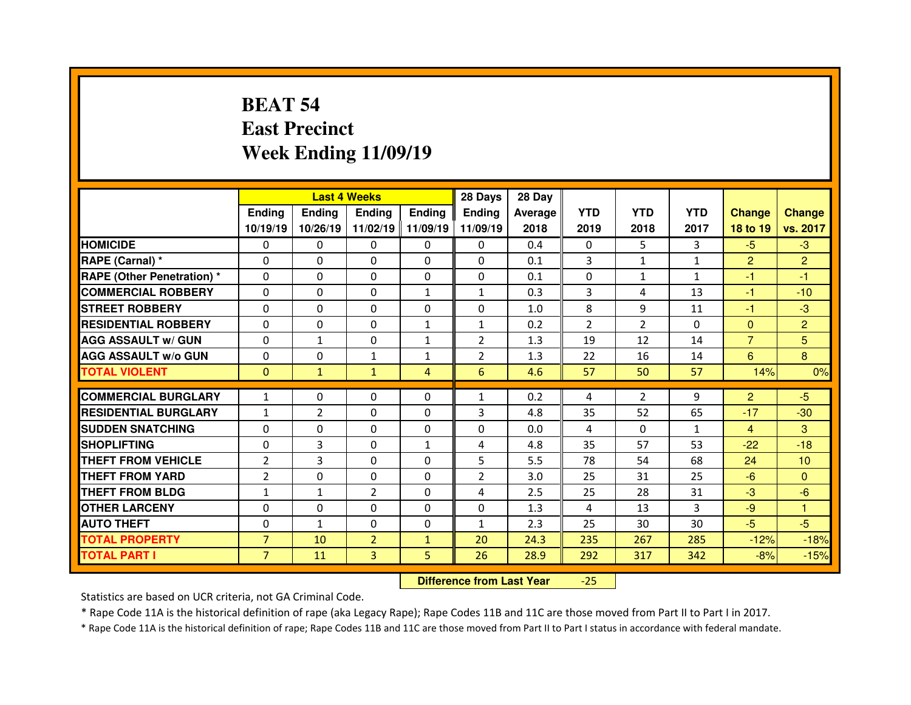# BEAT 54
# East Precinct
# Week Ending 11/09/19

| | Last 4 Weeks | | | | 28 Days | 28 Day | | | | | |
|---|---|---|---|---|---|---|---|---|---|---|---|
| | Ending 10/19/19 | Ending 10/26/19 | Ending 11/02/19 | Ending 11/09/19 | Ending 11/09/19 | Average 2018 | YTD 2019 | YTD 2018 | YTD 2017 | Change 18 to 19 | Change vs. 2017 |
| HOMICIDE | 0 | 0 | 0 | 0 | 0 | 0.4 | 0 | 5 | 3 | -5 | -3 |
| RAPE (Carnal) * | 0 | 0 | 0 | 0 | 0 | 0.1 | 3 | 1 | 1 | 2 | 2 |
| RAPE (Other Penetration) * | 0 | 0 | 0 | 0 | 0 | 0.1 | 0 | 1 | 1 | -1 | -1 |
| COMMERCIAL ROBBERY | 0 | 0 | 0 | 1 | 1 | 0.3 | 3 | 4 | 13 | -1 | -10 |
| STREET ROBBERY | 0 | 0 | 0 | 0 | 0 | 1.0 | 8 | 9 | 11 | -1 | -3 |
| RESIDENTIAL ROBBERY | 0 | 0 | 0 | 1 | 1 | 0.2 | 2 | 2 | 0 | 0 | 2 |
| AGG ASSAULT w/ GUN | 0 | 1 | 0 | 1 | 2 | 1.3 | 19 | 12 | 14 | 7 | 5 |
| AGG ASSAULT w/o GUN | 0 | 0 | 1 | 1 | 2 | 1.3 | 22 | 16 | 14 | 6 | 8 |
| TOTAL VIOLENT | 0 | 1 | 1 | 4 | 6 | 4.6 | 57 | 50 | 57 | 14% | 0% |
| COMMERCIAL BURGLARY | 1 | 0 | 0 | 0 | 1 | 0.2 | 4 | 2 | 9 | 2 | -5 |
| RESIDENTIAL BURGLARY | 1 | 2 | 0 | 0 | 3 | 4.8 | 35 | 52 | 65 | -17 | -30 |
| SUDDEN SNATCHING | 0 | 0 | 0 | 0 | 0 | 0.0 | 4 | 0 | 1 | 4 | 3 |
| SHOPLIFTING | 0 | 3 | 0 | 1 | 4 | 4.8 | 35 | 57 | 53 | -22 | -18 |
| THEFT FROM VEHICLE | 2 | 3 | 0 | 0 | 5 | 5.5 | 78 | 54 | 68 | 24 | 10 |
| THEFT FROM YARD | 2 | 0 | 0 | 0 | 2 | 3.0 | 25 | 31 | 25 | -6 | 0 |
| THEFT FROM BLDG | 1 | 1 | 2 | 0 | 4 | 2.5 | 25 | 28 | 31 | -3 | -6 |
| OTHER LARCENY | 0 | 0 | 0 | 0 | 0 | 1.3 | 4 | 13 | 3 | -9 | 1 |
| AUTO THEFT | 0 | 1 | 0 | 0 | 1 | 2.3 | 25 | 30 | 30 | -5 | -5 |
| TOTAL PROPERTY | 7 | 10 | 2 | 1 | 20 | 24.3 | 235 | 267 | 285 | -12% | -18% |
| TOTAL PART I | 7 | 11 | 3 | 5 | 26 | 28.9 | 292 | 317 | 342 | -8% | -15% |

**Difference from Last Year** -25

Statistics are based on UCR criteria, not GA Criminal Code.

* Rape Code 11A is the historical definition of rape (aka Legacy Rape); Rape Codes 11B and 11C are those moved from Part II to Part I in 2017.

* Rape Code 11A is the historical definition of rape; Rape Codes 11B and 11C are those moved from Part II to Part I status in accordance with federal mandate.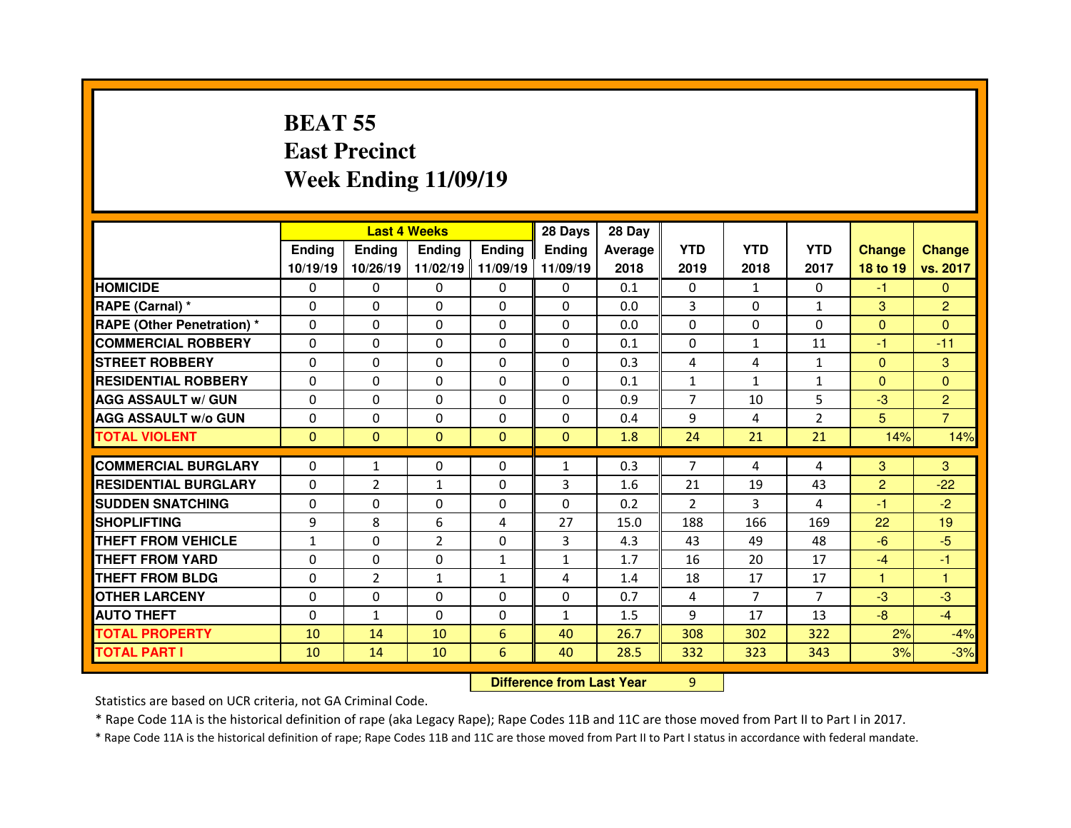# BEAT 55
# East Precinct
# Week Ending 11/09/19

| | Last 4 Weeks | | | | 28 Days | 28 Day | | | | | |
|---|---|---|---|---|---|---|---|---|---|---|---|
| | Ending 10/19/19 | Ending 10/26/19 | Ending 11/02/19 | Ending 11/09/19 | Ending 11/09/19 | Average 2018 | YTD 2019 | YTD 2018 | YTD 2017 | Change 18 to 19 | Change vs. 2017 |
| **HOMICIDE** | 0 | 0 | 0 | 0 | 0 | 0.1 | 0 | 1 | 0 | -1 | 0 |
| **RAPE (Carnal) *** | 0 | 0 | 0 | 0 | 0 | 0.0 | 3 | 0 | 1 | 3 | 2 |
| **RAPE (Other Penetration) *** | 0 | 0 | 0 | 0 | 0 | 0.0 | 0 | 0 | 0 | 0 | 0 |
| **COMMERCIAL ROBBERY** | 0 | 0 | 0 | 0 | 0 | 0.1 | 0 | 1 | 11 | -1 | -11 |
| **STREET ROBBERY** | 0 | 0 | 0 | 0 | 0 | 0.3 | 4 | 4 | 1 | 0 | 3 |
| **RESIDENTIAL ROBBERY** | 0 | 0 | 0 | 0 | 0 | 0.1 | 1 | 1 | 1 | 0 | 0 |
| **AGG ASSAULT w/ GUN** | 0 | 0 | 0 | 0 | 0 | 0.9 | 7 | 10 | 5 | -3 | 2 |
| **AGG ASSAULT w/o GUN** | 0 | 0 | 0 | 0 | 0 | 0.4 | 9 | 4 | 2 | 5 | 7 |
| **TOTAL VIOLENT** | 0 | 0 | 0 | 0 | 0 | 1.8 | 24 | 21 | 21 | 14% | 14% |
| **COMMERCIAL BURGLARY** | 0 | 1 | 0 | 0 | 1 | 0.3 | 7 | 4 | 4 | 3 | 3 |
| **RESIDENTIAL BURGLARY** | 0 | 2 | 1 | 0 | 3 | 1.6 | 21 | 19 | 43 | 2 | -22 |
| **SUDDEN SNATCHING** | 0 | 0 | 0 | 0 | 0 | 0.2 | 2 | 3 | 4 | -1 | -2 |
| **SHOPLIFTING** | 9 | 8 | 6 | 4 | 27 | 15.0 | 188 | 166 | 169 | 22 | 19 |
| **THEFT FROM VEHICLE** | 1 | 0 | 2 | 0 | 3 | 4.3 | 43 | 49 | 48 | -6 | -5 |
| **THEFT FROM YARD** | 0 | 0 | 0 | 1 | 1 | 1.7 | 16 | 20 | 17 | -4 | -1 |
| **THEFT FROM BLDG** | 0 | 2 | 1 | 1 | 4 | 1.4 | 18 | 17 | 17 | 1 | 1 |
| **OTHER LARCENY** | 0 | 0 | 0 | 0 | 0 | 0.7 | 4 | 7 | 7 | -3 | -3 |
| **AUTO THEFT** | 0 | 1 | 0 | 0 | 1 | 1.5 | 9 | 17 | 13 | -8 | -4 |
| **TOTAL PROPERTY** | 10 | 14 | 10 | 6 | 40 | 26.7 | 308 | 302 | 322 | 2% | -4% |
| **TOTAL PART I** | 10 | 14 | 10 | 6 | 40 | 28.5 | 332 | 323 | 343 | 3% | -3% |

**Difference from Last Year** 9

Statistics are based on UCR criteria, not GA Criminal Code.

* Rape Code 11A is the historical definition of rape (aka Legacy Rape); Rape Codes 11B and 11C are those moved from Part II to Part I in 2017.

* Rape Code 11A is the historical definition of rape; Rape Codes 11B and 11C are those moved from Part II to Part I status in accordance with federal mandate.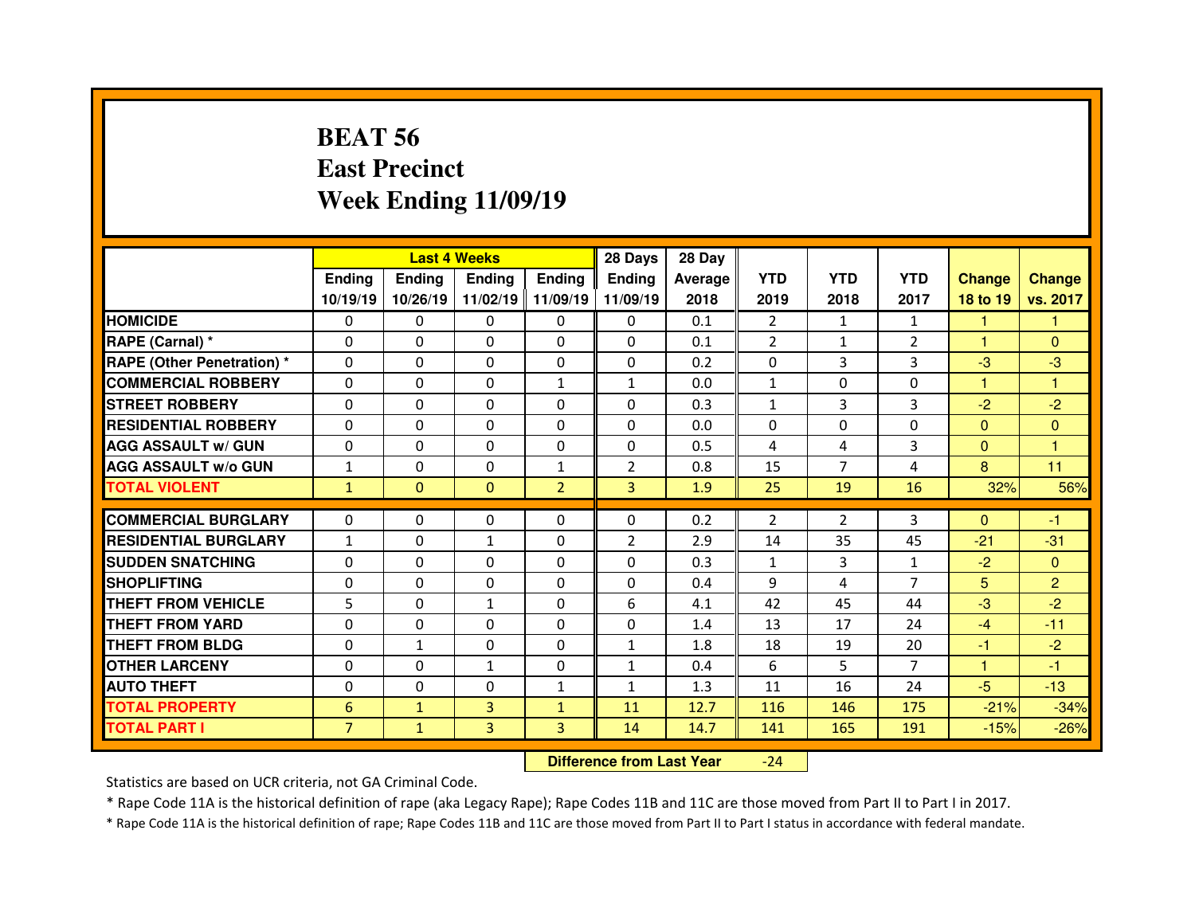# BEAT 56
# East Precinct
# Week Ending 11/09/19

| | Last 4 Weeks | | | | 28 Days | 28 Day | | | | | |
|---|---|---|---|---|---|---|---|---|---|---|---|
| | Ending 10/19/19 | Ending 10/26/19 | Ending 11/02/19 | Ending 11/09/19 | Ending 11/09/19 | Average 2018 | YTD 2019 | YTD 2018 | YTD 2017 | Change 18 to 19 | Change vs. 2017 |
| HOMICIDE | 0 | 0 | 0 | 0 | 0 | 0.1 | 2 | 1 | 1 | 1 | 1 |
| RAPE (Carnal) * | 0 | 0 | 0 | 0 | 0 | 0.1 | 2 | 1 | 2 | 1 | 0 |
| RAPE (Other Penetration) * | 0 | 0 | 0 | 0 | 0 | 0.2 | 0 | 3 | 3 | -3 | -3 |
| COMMERCIAL ROBBERY | 0 | 0 | 0 | 1 | 1 | 0.0 | 1 | 0 | 0 | 1 | 1 |
| STREET ROBBERY | 0 | 0 | 0 | 0 | 0 | 0.3 | 1 | 3 | 3 | -2 | -2 |
| RESIDENTIAL ROBBERY | 0 | 0 | 0 | 0 | 0 | 0.0 | 0 | 0 | 0 | 0 | 0 |
| AGG ASSAULT w/ GUN | 0 | 0 | 0 | 0 | 0 | 0.5 | 4 | 4 | 3 | 0 | 1 |
| AGG ASSAULT w/o GUN | 1 | 0 | 0 | 1 | 2 | 0.8 | 15 | 7 | 4 | 8 | 11 |
| TOTAL VIOLENT | 1 | 0 | 0 | 2 | 3 | 1.9 | 25 | 19 | 16 | 32% | 56% |
| COMMERCIAL BURGLARY | 0 | 0 | 0 | 0 | 0 | 0.2 | 2 | 2 | 3 | 0 | -1 |
| RESIDENTIAL BURGLARY | 1 | 0 | 1 | 0 | 2 | 2.9 | 14 | 35 | 45 | -21 | -31 |
| SUDDEN SNATCHING | 0 | 0 | 0 | 0 | 0 | 0.3 | 1 | 3 | 1 | -2 | 0 |
| SHOPLIFTING | 0 | 0 | 0 | 0 | 0 | 0.4 | 9 | 4 | 7 | 5 | 2 |
| THEFT FROM VEHICLE | 5 | 0 | 1 | 0 | 6 | 4.1 | 42 | 45 | 44 | -3 | -2 |
| THEFT FROM YARD | 0 | 0 | 0 | 0 | 0 | 1.4 | 13 | 17 | 24 | -4 | -11 |
| THEFT FROM BLDG | 0 | 1 | 0 | 0 | 1 | 1.8 | 18 | 19 | 20 | -1 | -2 |
| OTHER LARCENY | 0 | 0 | 1 | 0 | 1 | 0.4 | 6 | 5 | 7 | 1 | -1 |
| AUTO THEFT | 0 | 0 | 0 | 1 | 1 | 1.3 | 11 | 16 | 24 | -5 | -13 |
| TOTAL PROPERTY | 6 | 1 | 3 | 1 | 11 | 12.7 | 116 | 146 | 175 | -21% | -34% |
| TOTAL PART I | 7 | 1 | 3 | 3 | 14 | 14.7 | 141 | 165 | 191 | -15% | -26% |

**Difference from Last Year** -24

Statistics are based on UCR criteria, not GA Criminal Code.

* Rape Code 11A is the historical definition of rape (aka Legacy Rape); Rape Codes 11B and 11C are those moved from Part II to Part I in 2017.

* Rape Code 11A is the historical definition of rape; Rape Codes 11B and 11C are those moved from Part II to Part I status in accordance with federal mandate.